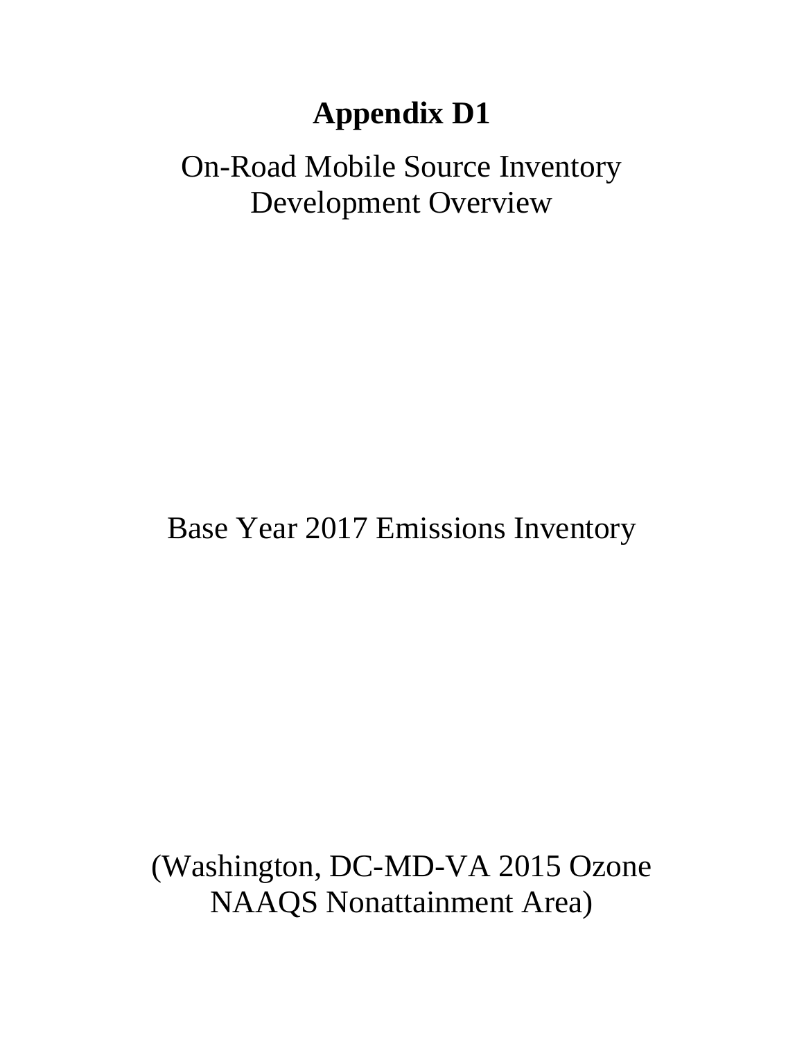# Appendix D1

On-Road Mobile Source Inventory Development Overview

Base Year 2017 Emissions Inventory

(Washington, DC-MD-VA 2015 Ozone NAAQS Nonattainment Area)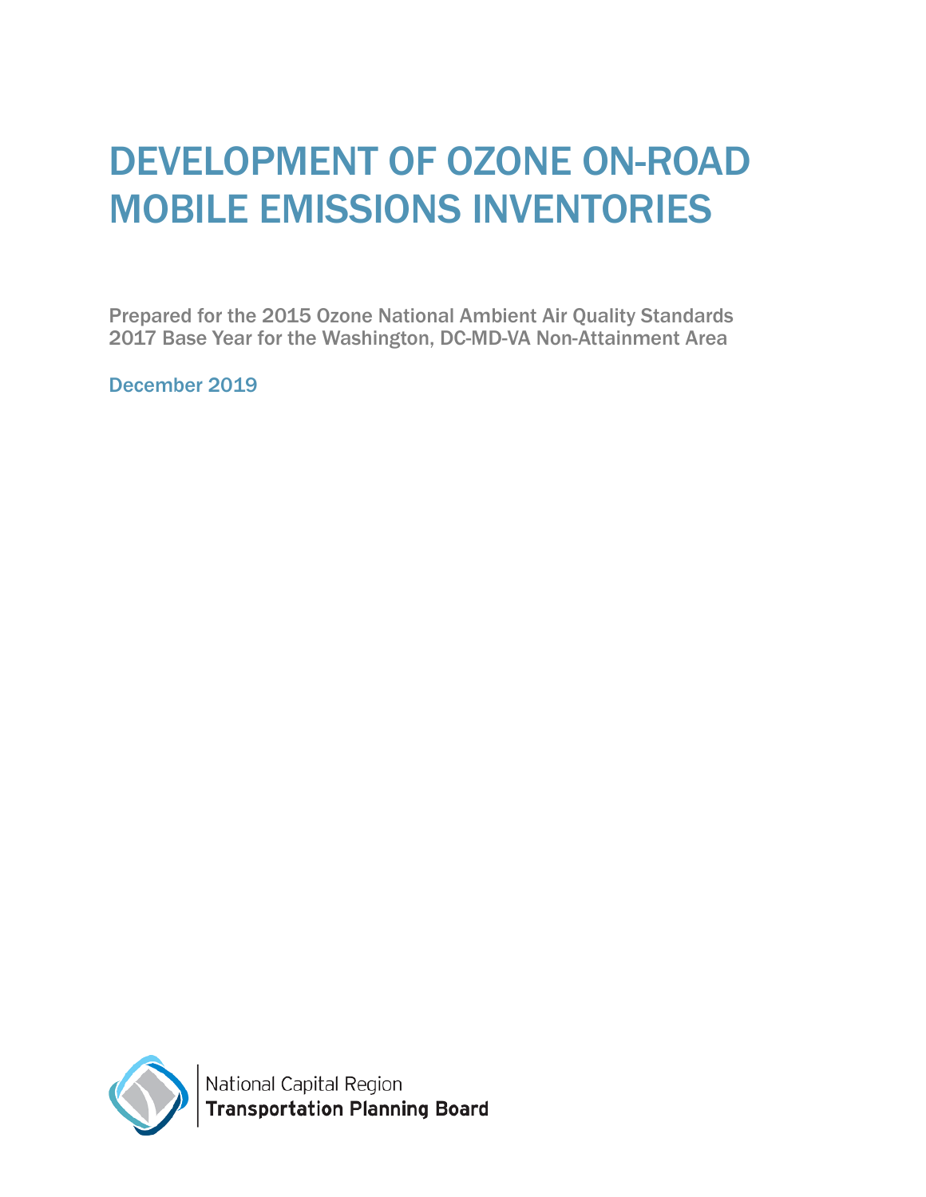# DEVELOPMENT OF OZONE ON-ROAD MOBILE EMISSIONS INVENTORIES

Prepared for the 2015 Ozone National Ambient Air Quality Standards 2017 Base Year for the Washington, DC-MD-VA Non-Attainment Area

December 2019

National Capital Region
**Transportation Planning Board**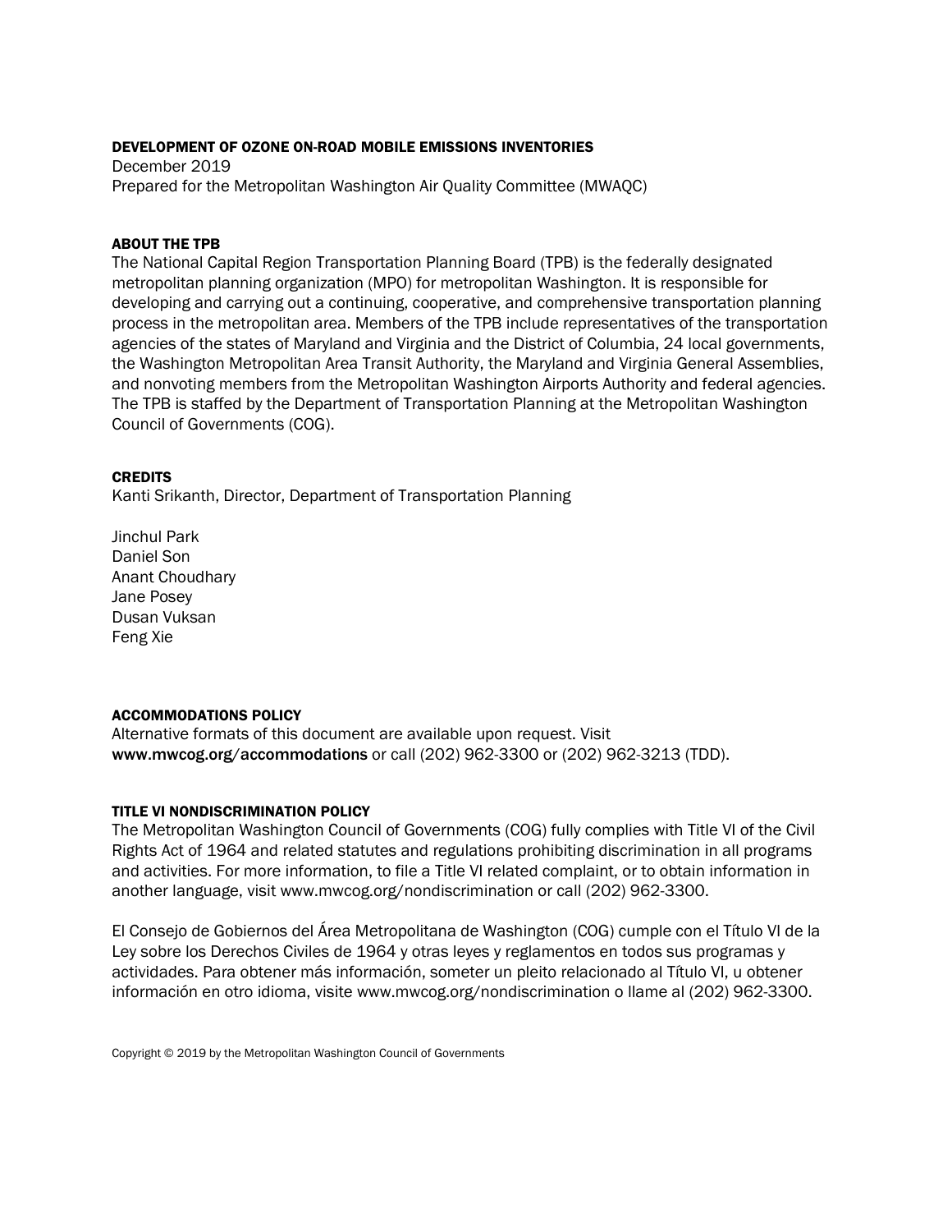**DEVELOPMENT OF OZONE ON-ROAD MOBILE EMISSIONS INVENTORIES**
December 2019
Prepared for the Metropolitan Washington Air Quality Committee (MWAQC)

**ABOUT THE TPB**
The National Capital Region Transportation Planning Board (TPB) is the federally designated metropolitan planning organization (MPO) for metropolitan Washington. It is responsible for developing and carrying out a continuing, cooperative, and comprehensive transportation planning process in the metropolitan area. Members of the TPB include representatives of the transportation agencies of the states of Maryland and Virginia and the District of Columbia, 24 local governments, the Washington Metropolitan Area Transit Authority, the Maryland and Virginia General Assemblies, and nonvoting members from the Metropolitan Washington Airports Authority and federal agencies. The TPB is staffed by the Department of Transportation Planning at the Metropolitan Washington Council of Governments (COG).

**CREDITS**
Kanti Srikanth, Director, Department of Transportation Planning

Jinchul Park
Daniel Son
Anant Choudhary
Jane Posey
Dusan Vuksan
Feng Xie

**ACCOMMODATIONS POLICY**
Alternative formats of this document are available upon request. Visit **www.mwcog.org/accommodations** or call (202) 962-3300 or (202) 962-3213 (TDD).

**TITLE VI NONDISCRIMINATION POLICY**
The Metropolitan Washington Council of Governments (COG) fully complies with Title VI of the Civil Rights Act of 1964 and related statutes and regulations prohibiting discrimination in all programs and activities. For more information, to file a Title VI related complaint, or to obtain information in another language, visit www.mwcog.org/nondiscrimination or call (202) 962-3300.

El Consejo de Gobiernos del Área Metropolitana de Washington (COG) cumple con el Título VI de la Ley sobre los Derechos Civiles de 1964 y otras leyes y reglamentos en todos sus programas y actividades. Para obtener más información, someter un pleito relacionado al Título VI, u obtener información en otro idioma, visite www.mwcog.org/nondiscrimination o llame al (202) 962-3300.

Copyright © 2019 by the Metropolitan Washington Council of Governments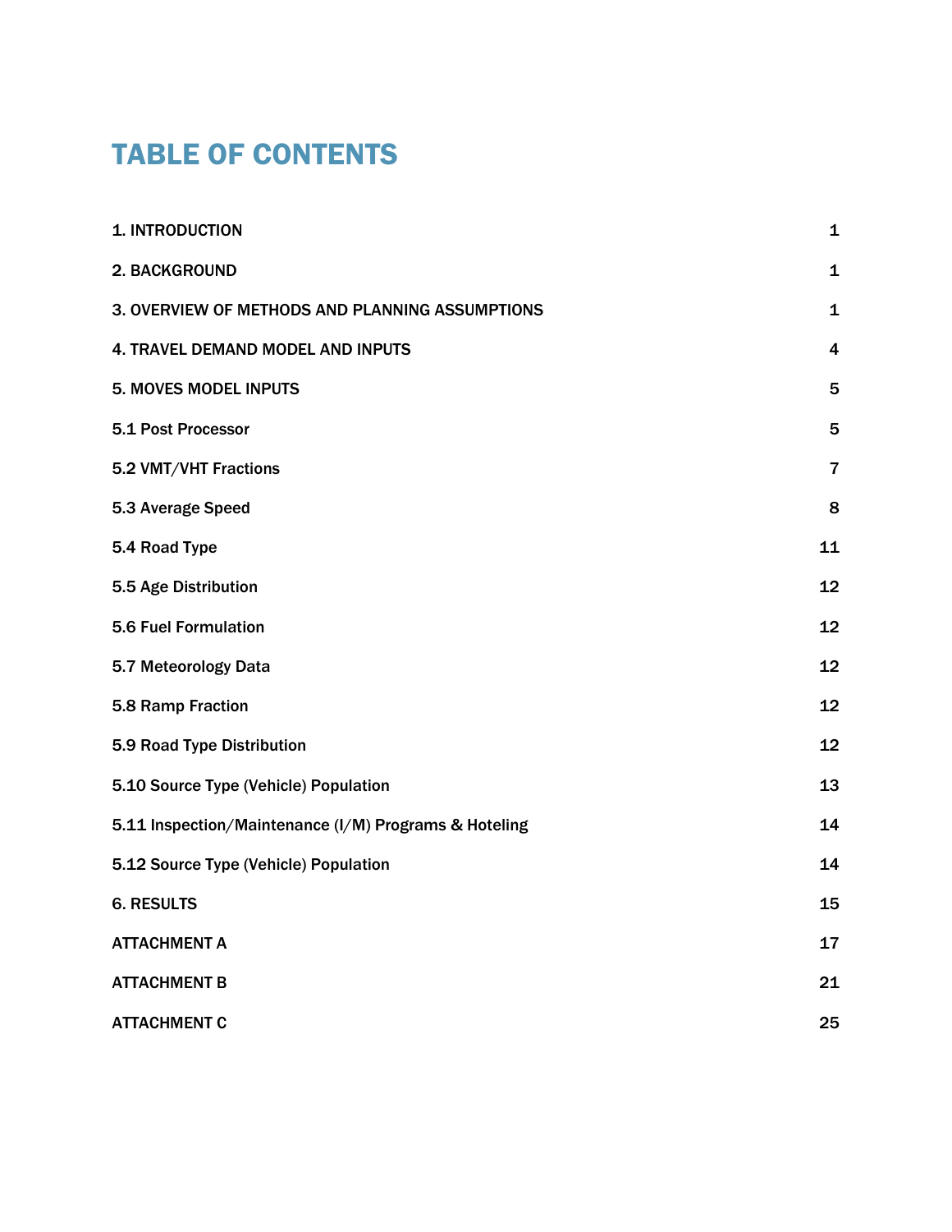# TABLE OF CONTENTS

| | |
|---|---|
| 1. INTRODUCTION | 1 |
| 2. BACKGROUND | 1 |
| 3. OVERVIEW OF METHODS AND PLANNING ASSUMPTIONS | 1 |
| 4. TRAVEL DEMAND MODEL AND INPUTS | 4 |
| 5. MOVES MODEL INPUTS | 5 |
| 5.1 Post Processor | 5 |
| 5.2 VMT/VHT Fractions | 7 |
| 5.3 Average Speed | 8 |
| 5.4 Road Type | 11 |
| 5.5 Age Distribution | 12 |
| 5.6 Fuel Formulation | 12 |
| 5.7 Meteorology Data | 12 |
| 5.8 Ramp Fraction | 12 |
| 5.9 Road Type Distribution | 12 |
| 5.10 Source Type (Vehicle) Population | 13 |
| 5.11 Inspection/Maintenance (I/M) Programs & Hoteling | 14 |
| 5.12 Source Type (Vehicle) Population | 14 |
| 6. RESULTS | 15 |
| ATTACHMENT A | 17 |
| ATTACHMENT B | 21 |
| ATTACHMENT C | 25 |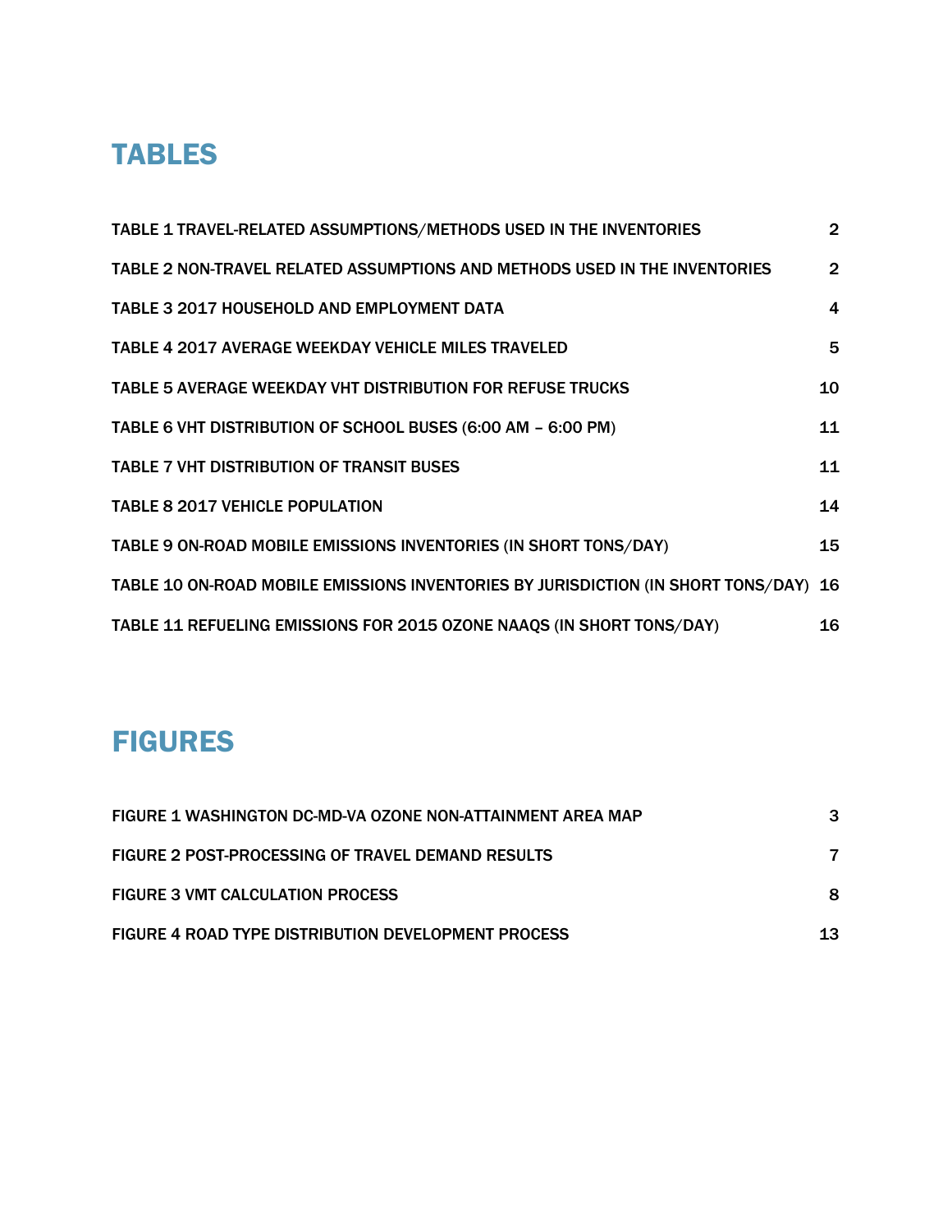# TABLES

TABLE 1 TRAVEL-RELATED ASSUMPTIONS/METHODS USED IN THE INVENTORIES 2

TABLE 2 NON-TRAVEL RELATED ASSUMPTIONS AND METHODS USED IN THE INVENTORIES 2

TABLE 3 2017 HOUSEHOLD AND EMPLOYMENT DATA 4

TABLE 4 2017 AVERAGE WEEKDAY VEHICLE MILES TRAVELED 5

TABLE 5 AVERAGE WEEKDAY VHT DISTRIBUTION FOR REFUSE TRUCKS 10

TABLE 6 VHT DISTRIBUTION OF SCHOOL BUSES (6:00 AM – 6:00 PM) 11

TABLE 7 VHT DISTRIBUTION OF TRANSIT BUSES 11

TABLE 8 2017 VEHICLE POPULATION 14

TABLE 9 ON-ROAD MOBILE EMISSIONS INVENTORIES (IN SHORT TONS/DAY) 15

TABLE 10 ON-ROAD MOBILE EMISSIONS INVENTORIES BY JURISDICTION (IN SHORT TONS/DAY) 16

TABLE 11 REFUELING EMISSIONS FOR 2015 OZONE NAAQS (IN SHORT TONS/DAY) 16

# FIGURES

FIGURE 1 WASHINGTON DC-MD-VA OZONE NON-ATTAINMENT AREA MAP 3

FIGURE 2 POST-PROCESSING OF TRAVEL DEMAND RESULTS 7

FIGURE 3 VMT CALCULATION PROCESS 8

FIGURE 4 ROAD TYPE DISTRIBUTION DEVELOPMENT PROCESS 13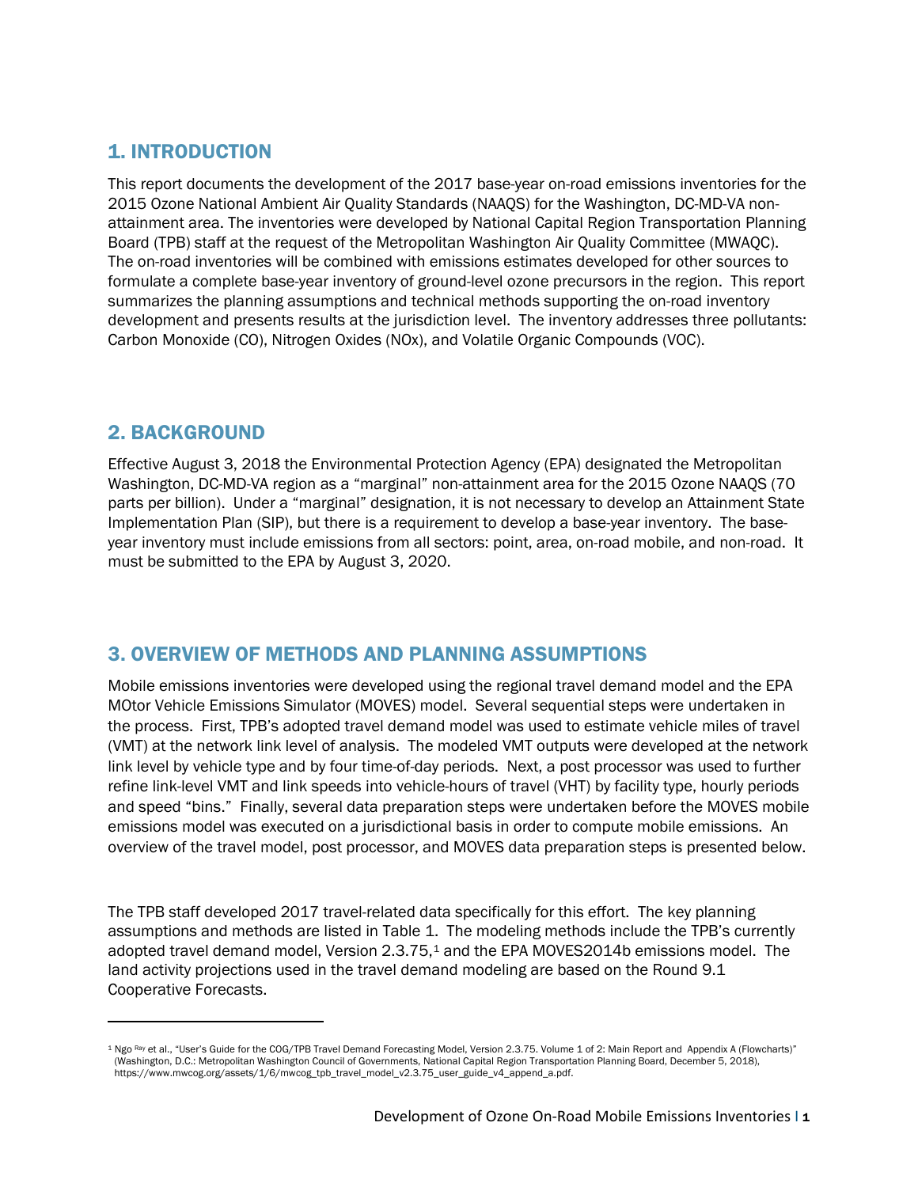## 1. INTRODUCTION

This report documents the development of the 2017 base-year on-road emissions inventories for the 2015 Ozone National Ambient Air Quality Standards (NAAQS) for the Washington, DC-MD-VA non-attainment area. The inventories were developed by National Capital Region Transportation Planning Board (TPB) staff at the request of the Metropolitan Washington Air Quality Committee (MWAQC). The on-road inventories will be combined with emissions estimates developed for other sources to formulate a complete base-year inventory of ground-level ozone precursors in the region. This report summarizes the planning assumptions and technical methods supporting the on-road inventory development and presents results at the jurisdiction level. The inventory addresses three pollutants: Carbon Monoxide (CO), Nitrogen Oxides (NOx), and Volatile Organic Compounds (VOC).

## 2. BACKGROUND

Effective August 3, 2018 the Environmental Protection Agency (EPA) designated the Metropolitan Washington, DC-MD-VA region as a "marginal" non-attainment area for the 2015 Ozone NAAQS (70 parts per billion). Under a "marginal" designation, it is not necessary to develop an Attainment State Implementation Plan (SIP), but there is a requirement to develop a base-year inventory. The base-year inventory must include emissions from all sectors: point, area, on-road mobile, and non-road. It must be submitted to the EPA by August 3, 2020.

## 3. OVERVIEW OF METHODS AND PLANNING ASSUMPTIONS

Mobile emissions inventories were developed using the regional travel demand model and the EPA MOtor Vehicle Emissions Simulator (MOVES) model. Several sequential steps were undertaken in the process. First, TPB's adopted travel demand model was used to estimate vehicle miles of travel (VMT) at the network link level of analysis. The modeled VMT outputs were developed at the network link level by vehicle type and by four time-of-day periods. Next, a post processor was used to further refine link-level VMT and link speeds into vehicle-hours of travel (VHT) by facility type, hourly periods and speed "bins." Finally, several data preparation steps were undertaken before the MOVES mobile emissions model was executed on a jurisdictional basis in order to compute mobile emissions. An overview of the travel model, post processor, and MOVES data preparation steps is presented below.

The TPB staff developed 2017 travel-related data specifically for this effort. The key planning assumptions and methods are listed in Table 1. The modeling methods include the TPB's currently adopted travel demand model, Version 2.3.75,[1] and the EPA MOVES2014b emissions model. The land activity projections used in the travel demand modeling are based on the Round 9.1 Cooperative Forecasts.

---

[1] Ngo Ray et al., "User's Guide for the COG/TPB Travel Demand Forecasting Model, Version 2.3.75. Volume 1 of 2: Main Report and Appendix A (Flowcharts)" (Washington, D.C.: Metropolitan Washington Council of Governments, National Capital Region Transportation Planning Board, December 5, 2018), https://www.mwcog.org/assets/1/6/mwcog_tpb_travel_model_v2.3.75_user_guide_v4_append_a.pdf.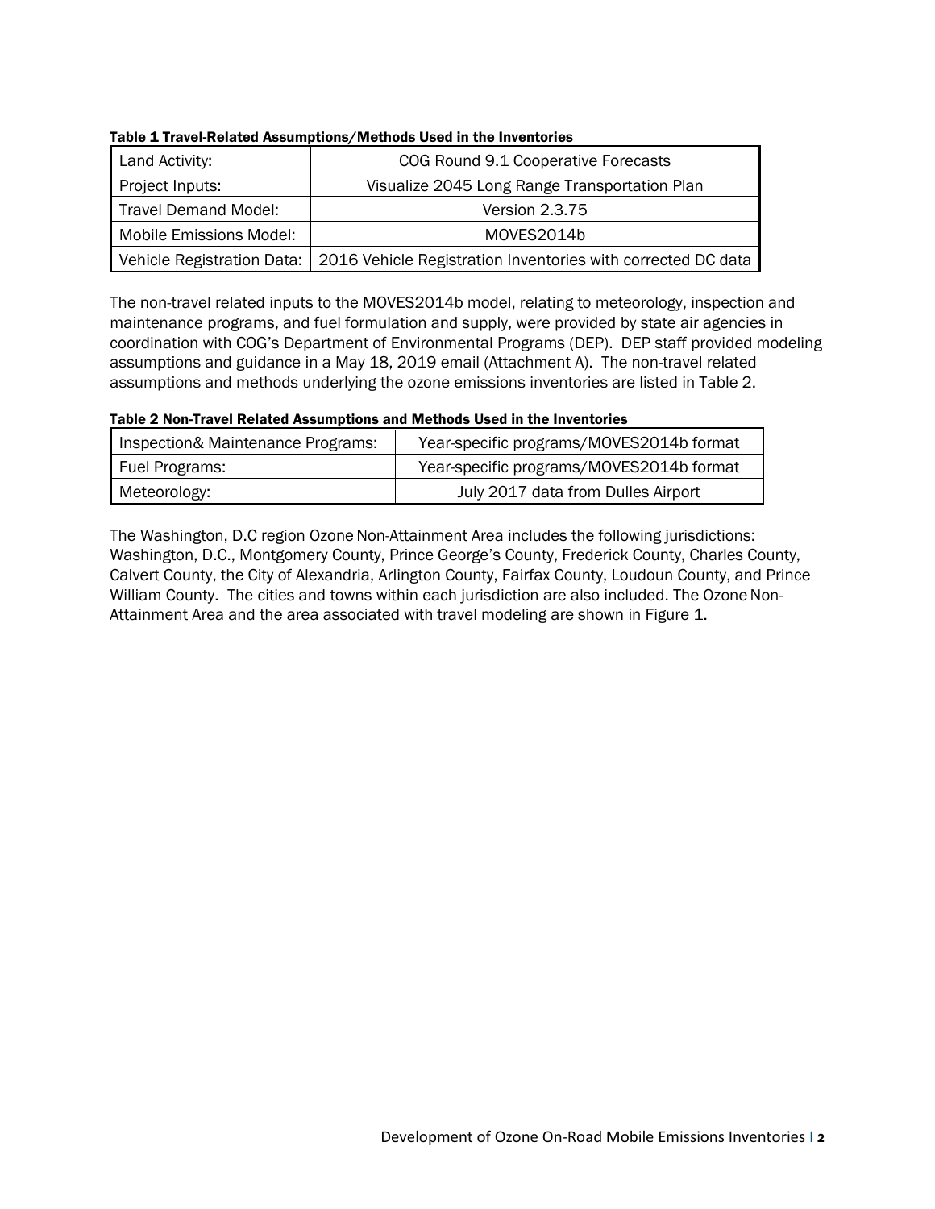**Table 1 Travel-Related Assumptions/Methods Used in the Inventories**

| Land Activity: | COG Round 9.1 Cooperative Forecasts |
|---|---|
| Project Inputs: | Visualize 2045 Long Range Transportation Plan |
| Travel Demand Model: | Version 2.3.75 |
| Mobile Emissions Model: | MOVES2014b |
| Vehicle Registration Data: | 2016 Vehicle Registration Inventories with corrected DC data |

The non-travel related inputs to the MOVES2014b model, relating to meteorology, inspection and maintenance programs, and fuel formulation and supply, were provided by state air agencies in coordination with COG's Department of Environmental Programs (DEP). DEP staff provided modeling assumptions and guidance in a May 18, 2019 email (Attachment A). The non-travel related assumptions and methods underlying the ozone emissions inventories are listed in Table 2.

**Table 2 Non-Travel Related Assumptions and Methods Used in the Inventories**

| Inspection& Maintenance Programs: | Year-specific programs/MOVES2014b format |
|---|---|
| Fuel Programs: | Year-specific programs/MOVES2014b format |
| Meteorology: | July 2017 data from Dulles Airport |

The Washington, D.C region Ozone Non-Attainment Area includes the following jurisdictions: Washington, D.C., Montgomery County, Prince George's County, Frederick County, Charles County, Calvert County, the City of Alexandria, Arlington County, Fairfax County, Loudoun County, and Prince William County. The cities and towns within each jurisdiction are also included. The Ozone Non-Attainment Area and the area associated with travel modeling are shown in Figure 1.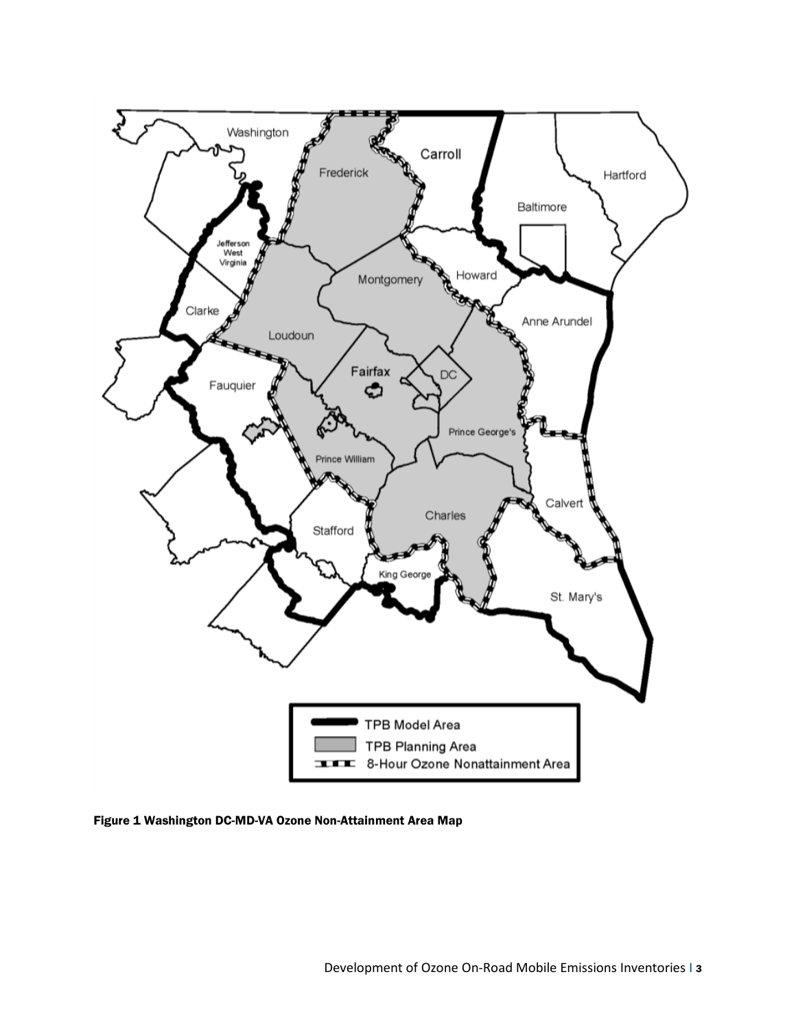**Figure 1 Washington DC-MD-VA Ozone Non-Attainment Area Map**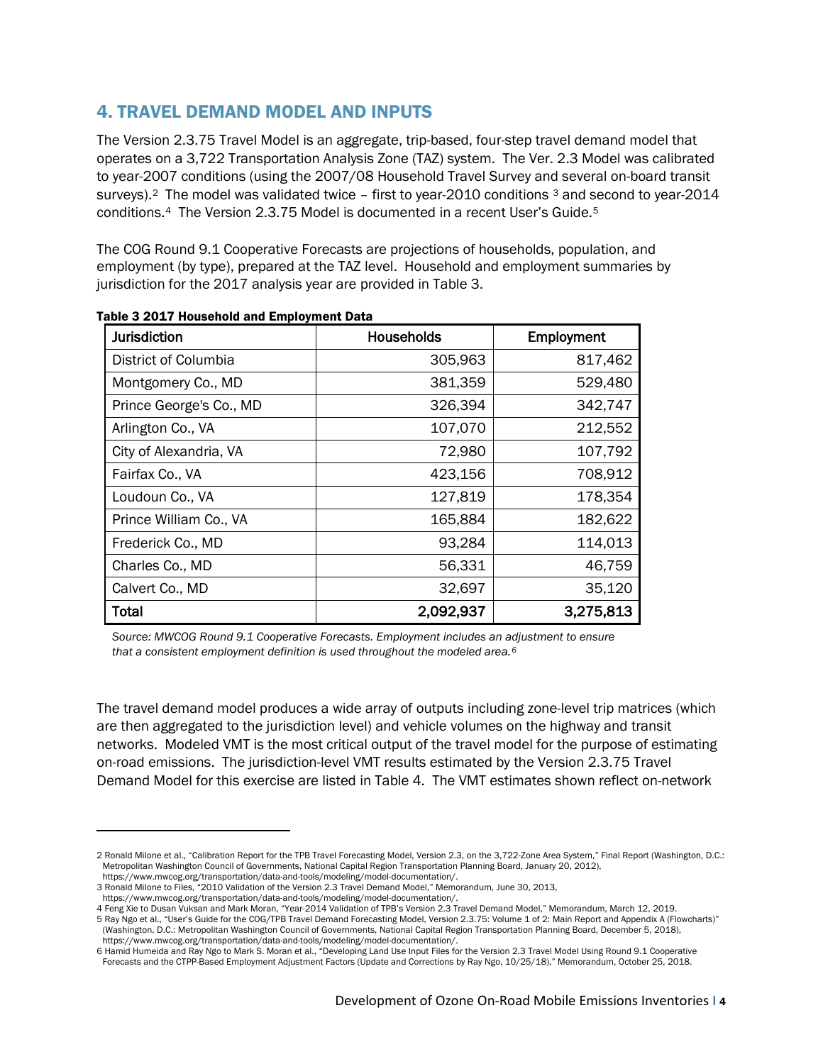## 4. TRAVEL DEMAND MODEL AND INPUTS

The Version 2.3.75 Travel Model is an aggregate, trip-based, four-step travel demand model that operates on a 3,722 Transportation Analysis Zone (TAZ) system. The Ver. 2.3 Model was calibrated to year-2007 conditions (using the 2007/08 Household Travel Survey and several on-board transit surveys).[2] The model was validated twice – first to year-2010 conditions [3] and second to year-2014 conditions.[4] The Version 2.3.75 Model is documented in a recent User's Guide.[5]

The COG Round 9.1 Cooperative Forecasts are projections of households, population, and employment (by type), prepared at the TAZ level. Household and employment summaries by jurisdiction for the 2017 analysis year are provided in Table 3.

**Table 3 2017 Household and Employment Data**

| Jurisdiction | Households | Employment |
|---|---|---|
| District of Columbia | 305,963 | 817,462 |
| Montgomery Co., MD | 381,359 | 529,480 |
| Prince George's Co., MD | 326,394 | 342,747 |
| Arlington Co., VA | 107,070 | 212,552 |
| City of Alexandria, VA | 72,980 | 107,792 |
| Fairfax Co., VA | 423,156 | 708,912 |
| Loudoun Co., VA | 127,819 | 178,354 |
| Prince William Co., VA | 165,884 | 182,622 |
| Frederick Co., MD | 93,284 | 114,013 |
| Charles Co., MD | 56,331 | 46,759 |
| Calvert Co., MD | 32,697 | 35,120 |
| **Total** | **2,092,937** | **3,275,813** |

*Source: MWCOG Round 9.1 Cooperative Forecasts. Employment includes an adjustment to ensure that a consistent employment definition is used throughout the modeled area.[6]*

The travel demand model produces a wide array of outputs including zone-level trip matrices (which are then aggregated to the jurisdiction level) and vehicle volumes on the highway and transit networks. Modeled VMT is the most critical output of the travel model for the purpose of estimating on-road emissions. The jurisdiction-level VMT results estimated by the Version 2.3.75 Travel Demand Model for this exercise are listed in Table 4. The VMT estimates shown reflect on-network

---

2 Ronald Milone et al., "Calibration Report for the TPB Travel Forecasting Model, Version 2.3, on the 3,722-Zone Area System," Final Report (Washington, D.C.: Metropolitan Washington Council of Governments, National Capital Region Transportation Planning Board, January 20, 2012), https://www.mwcog.org/transportation/data-and-tools/modeling/model-documentation/.

3 Ronald Milone to Files, "2010 Validation of the Version 2.3 Travel Demand Model," Memorandum, June 30, 2013, https://www.mwcog.org/transportation/data-and-tools/modeling/model-documentation/.

4 Feng Xie to Dusan Vuksan and Mark Moran, "Year-2014 Validation of TPB's Version 2.3 Travel Demand Model," Memorandum, March 12, 2019.

5 Ray Ngo et al., "User's Guide for the COG/TPB Travel Demand Forecasting Model, Version 2.3.75: Volume 1 of 2: Main Report and Appendix A (Flowcharts)" (Washington, D.C.: Metropolitan Washington Council of Governments, National Capital Region Transportation Planning Board, December 5, 2018), https://www.mwcog.org/transportation/data-and-tools/modeling/model-documentation/.

6 Hamid Humeida and Ray Ngo to Mark S. Moran et al., "Developing Land Use Input Files for the Version 2.3 Travel Model Using Round 9.1 Cooperative Forecasts and the CTPP-Based Employment Adjustment Factors (Update and Corrections by Ray Ngo, 10/25/18)," Memorandum, October 25, 2018.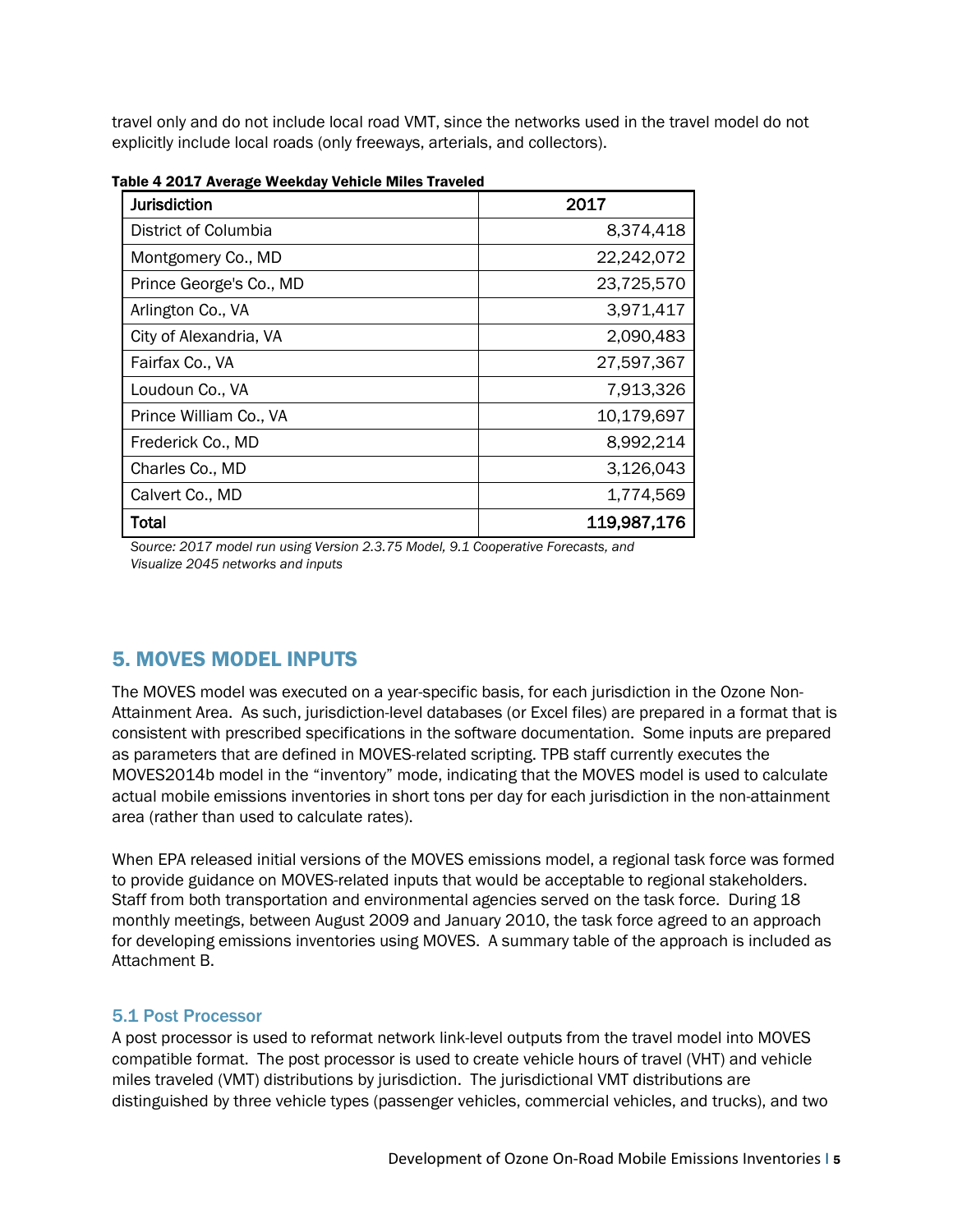travel only and do not include local road VMT, since the networks used in the travel model do not explicitly include local roads (only freeways, arterials, and collectors).

**Table 4 2017 Average Weekday Vehicle Miles Traveled**

| Jurisdiction | 2017 |
|---|---:|
| District of Columbia | 8,374,418 |
| Montgomery Co., MD | 22,242,072 |
| Prince George's Co., MD | 23,725,570 |
| Arlington Co., VA | 3,971,417 |
| City of Alexandria, VA | 2,090,483 |
| Fairfax Co., VA | 27,597,367 |
| Loudoun Co., VA | 7,913,326 |
| Prince William Co., VA | 10,179,697 |
| Frederick Co., MD | 8,992,214 |
| Charles Co., MD | 3,126,043 |
| Calvert Co., MD | 1,774,569 |
| **Total** | **119,987,176** |

*Source: 2017 model run using Version 2.3.75 Model, 9.1 Cooperative Forecasts, and Visualize 2045 networks and inputs*

## 5. MOVES MODEL INPUTS

The MOVES model was executed on a year-specific basis, for each jurisdiction in the Ozone Non-Attainment Area. As such, jurisdiction-level databases (or Excel files) are prepared in a format that is consistent with prescribed specifications in the software documentation. Some inputs are prepared as parameters that are defined in MOVES-related scripting. TPB staff currently executes the MOVES2014b model in the "inventory" mode, indicating that the MOVES model is used to calculate actual mobile emissions inventories in short tons per day for each jurisdiction in the non-attainment area (rather than used to calculate rates).

When EPA released initial versions of the MOVES emissions model, a regional task force was formed to provide guidance on MOVES-related inputs that would be acceptable to regional stakeholders. Staff from both transportation and environmental agencies served on the task force. During 18 monthly meetings, between August 2009 and January 2010, the task force agreed to an approach for developing emissions inventories using MOVES. A summary table of the approach is included as Attachment B.

### 5.1 Post Processor

A post processor is used to reformat network link-level outputs from the travel model into MOVES compatible format. The post processor is used to create vehicle hours of travel (VHT) and vehicle miles traveled (VMT) distributions by jurisdiction. The jurisdictional VMT distributions are distinguished by three vehicle types (passenger vehicles, commercial vehicles, and trucks), and two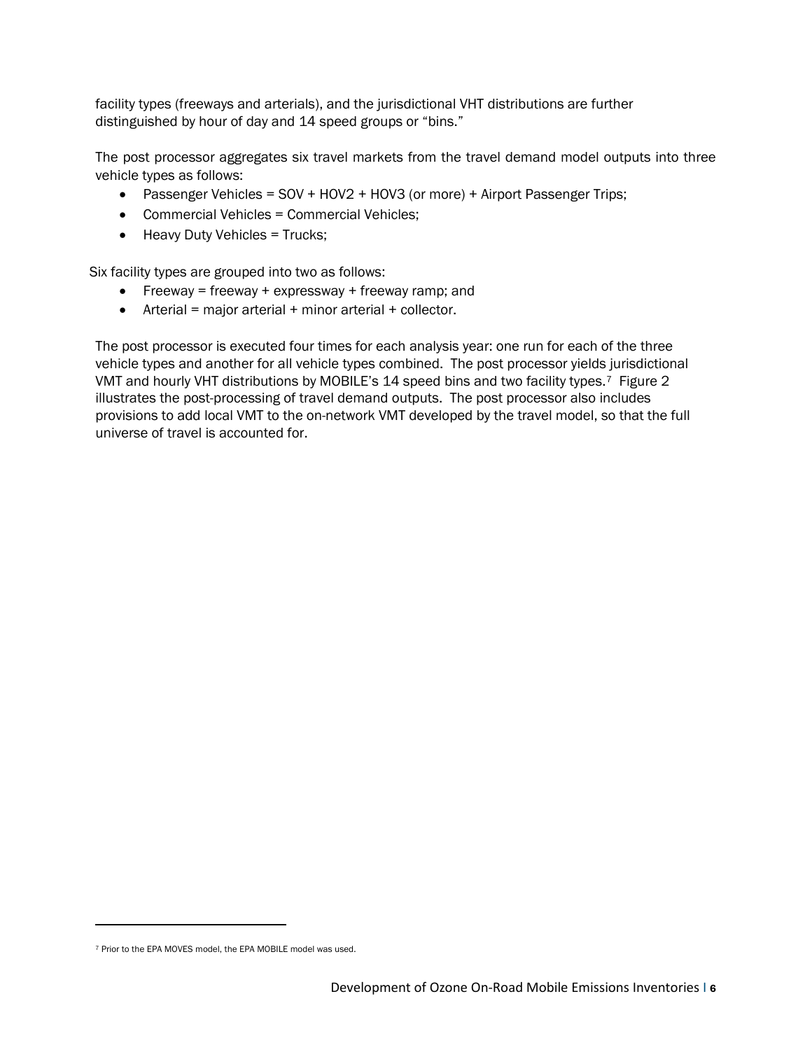facility types (freeways and arterials), and the jurisdictional VHT distributions are further distinguished by hour of day and 14 speed groups or "bins."

The post processor aggregates six travel markets from the travel demand model outputs into three vehicle types as follows:

- Passenger Vehicles = SOV + HOV2 + HOV3 (or more) + Airport Passenger Trips;
- Commercial Vehicles = Commercial Vehicles;
- Heavy Duty Vehicles = Trucks;

Six facility types are grouped into two as follows:

- Freeway = freeway + expressway + freeway ramp; and
- Arterial = major arterial + minor arterial + collector.

The post processor is executed four times for each analysis year: one run for each of the three vehicle types and another for all vehicle types combined. The post processor yields jurisdictional VMT and hourly VHT distributions by MOBILE's 14 speed bins and two facility types.[7] Figure 2 illustrates the post-processing of travel demand outputs. The post processor also includes provisions to add local VMT to the on-network VMT developed by the travel model, so that the full universe of travel is accounted for.

[7] Prior to the EPA MOVES model, the EPA MOBILE model was used.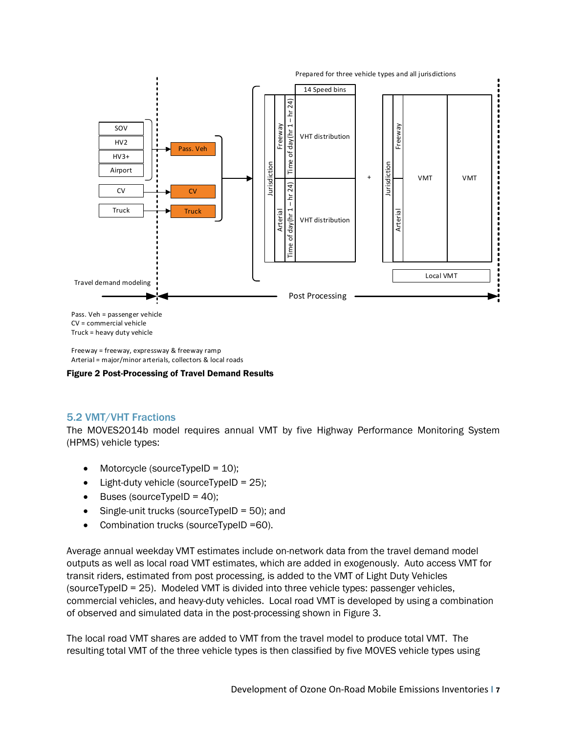Prepared for three vehicle types and all jurisdictions

Pass. Veh = passenger vehicle
CV = commercial vehicle
Truck = heavy duty vehicle

Freeway = freeway, expressway & freeway ramp
Arterial = major/minor arterials, collectors & local roads

**Figure 2 Post-Processing of Travel Demand Results**

## 5.2 VMT/VHT Fractions

The MOVES2014b model requires annual VMT by five Highway Performance Monitoring System (HPMS) vehicle types:

- Motorcycle (sourceTypeID = 10);
- Light-duty vehicle (sourceTypeID = 25);
- Buses (sourceTypeID = 40);
- Single-unit trucks (sourceTypeID = 50); and
- Combination trucks (sourceTypeID =60).

Average annual weekday VMT estimates include on-network data from the travel demand model outputs as well as local road VMT estimates, which are added in exogenously. Auto access VMT for transit riders, estimated from post processing, is added to the VMT of Light Duty Vehicles (sourceTypeID = 25). Modeled VMT is divided into three vehicle types: passenger vehicles, commercial vehicles, and heavy-duty vehicles. Local road VMT is developed by using a combination of observed and simulated data in the post-processing shown in Figure 3.

The local road VMT shares are added to VMT from the travel model to produce total VMT. The resulting total VMT of the three vehicle types is then classified by five MOVES vehicle types using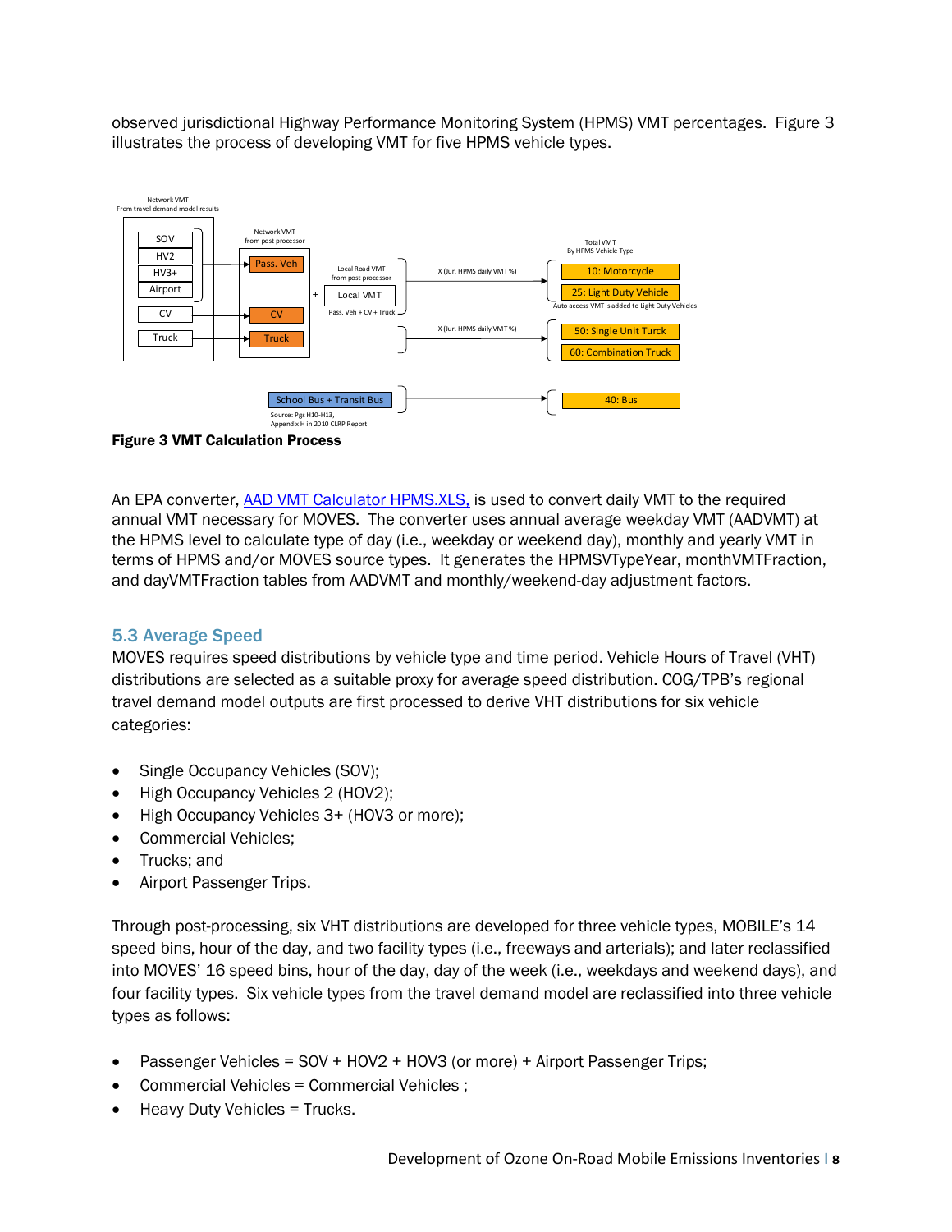observed jurisdictional Highway Performance Monitoring System (HPMS) VMT percentages. Figure 3 illustrates the process of developing VMT for five HPMS vehicle types.

**Figure 3 VMT Calculation Process**

An EPA converter, [AAD VMT Calculator HPMS.XLS,](AAD VMT Calculator HPMS.XLS) is used to convert daily VMT to the required annual VMT necessary for MOVES. The converter uses annual average weekday VMT (AADVMT) at the HPMS level to calculate type of day (i.e., weekday or weekend day), monthly and yearly VMT in terms of HPMS and/or MOVES source types. It generates the HPMSVTypeYear, monthVMTFraction, and dayVMTFraction tables from AADVMT and monthly/weekend-day adjustment factors.

## 5.3 Average Speed

MOVES requires speed distributions by vehicle type and time period. Vehicle Hours of Travel (VHT) distributions are selected as a suitable proxy for average speed distribution. COG/TPB's regional travel demand model outputs are first processed to derive VHT distributions for six vehicle categories:

- Single Occupancy Vehicles (SOV);
- High Occupancy Vehicles 2 (HOV2);
- High Occupancy Vehicles 3+ (HOV3 or more);
- Commercial Vehicles;
- Trucks; and
- Airport Passenger Trips.

Through post-processing, six VHT distributions are developed for three vehicle types, MOBILE's 14 speed bins, hour of the day, and two facility types (i.e., freeways and arterials); and later reclassified into MOVES' 16 speed bins, hour of the day, day of the week (i.e., weekdays and weekend days), and four facility types. Six vehicle types from the travel demand model are reclassified into three vehicle types as follows:

- Passenger Vehicles = SOV + HOV2 + HOV3 (or more) + Airport Passenger Trips;
- Commercial Vehicles = Commercial Vehicles ;
- Heavy Duty Vehicles = Trucks.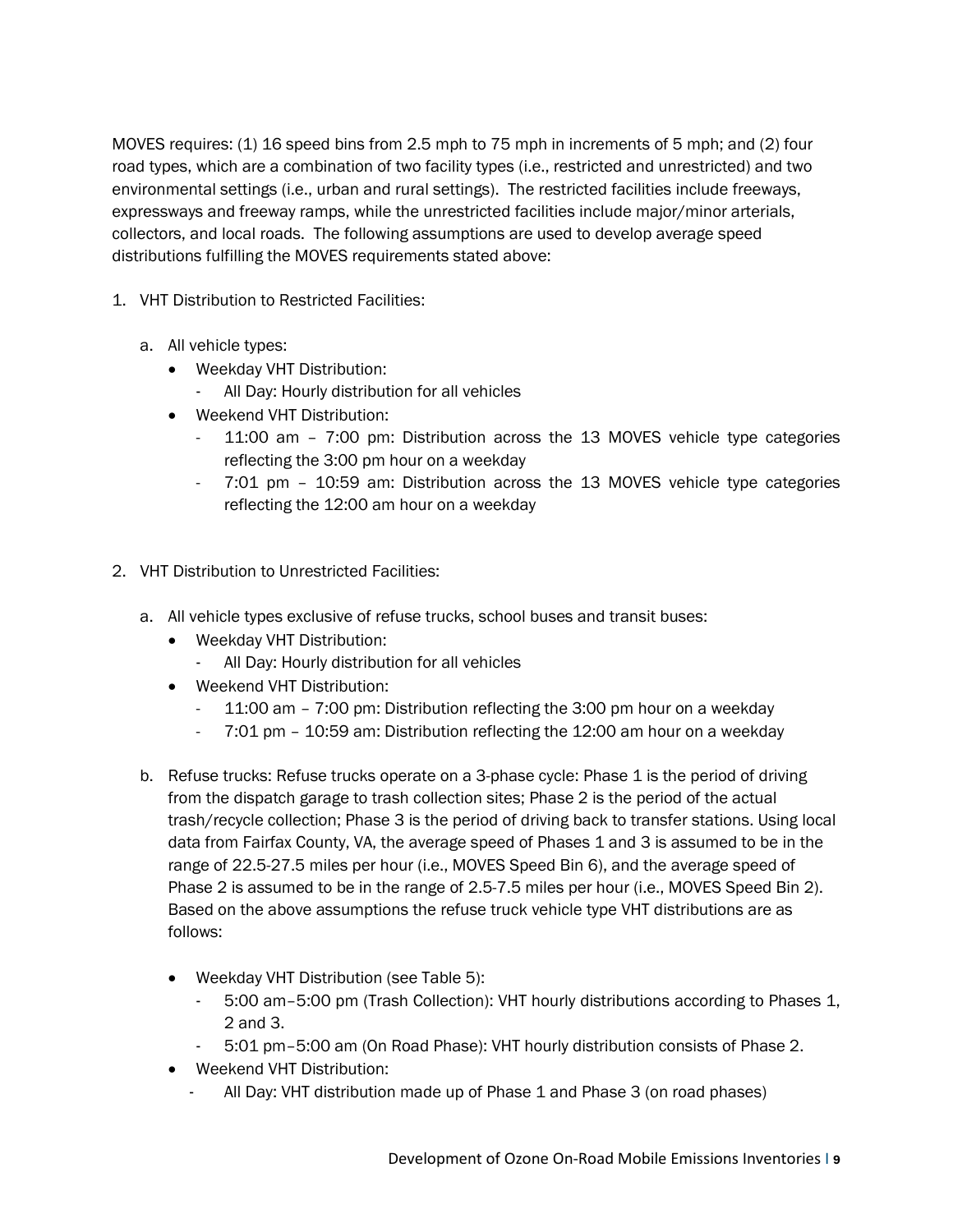MOVES requires: (1) 16 speed bins from 2.5 mph to 75 mph in increments of 5 mph; and (2) four road types, which are a combination of two facility types (i.e., restricted and unrestricted) and two environmental settings (i.e., urban and rural settings). The restricted facilities include freeways, expressways and freeway ramps, while the unrestricted facilities include major/minor arterials, collectors, and local roads. The following assumptions are used to develop average speed distributions fulfilling the MOVES requirements stated above:

1. VHT Distribution to Restricted Facilities:

   a. All vehicle types:
      - Weekday VHT Distribution:
        - All Day: Hourly distribution for all vehicles
      - Weekend VHT Distribution:
        - 11:00 am – 7:00 pm: Distribution across the 13 MOVES vehicle type categories reflecting the 3:00 pm hour on a weekday
        - 7:01 pm – 10:59 am: Distribution across the 13 MOVES vehicle type categories reflecting the 12:00 am hour on a weekday

2. VHT Distribution to Unrestricted Facilities:

   a. All vehicle types exclusive of refuse trucks, school buses and transit buses:
      - Weekday VHT Distribution:
        - All Day: Hourly distribution for all vehicles
      - Weekend VHT Distribution:
        - 11:00 am – 7:00 pm: Distribution reflecting the 3:00 pm hour on a weekday
        - 7:01 pm – 10:59 am: Distribution reflecting the 12:00 am hour on a weekday

   b. Refuse trucks: Refuse trucks operate on a 3-phase cycle: Phase 1 is the period of driving from the dispatch garage to trash collection sites; Phase 2 is the period of the actual trash/recycle collection; Phase 3 is the period of driving back to transfer stations. Using local data from Fairfax County, VA, the average speed of Phases 1 and 3 is assumed to be in the range of 22.5-27.5 miles per hour (i.e., MOVES Speed Bin 6), and the average speed of Phase 2 is assumed to be in the range of 2.5-7.5 miles per hour (i.e., MOVES Speed Bin 2). Based on the above assumptions the refuse truck vehicle type VHT distributions are as follows:

      - Weekday VHT Distribution (see Table 5):
        - 5:00 am–5:00 pm (Trash Collection): VHT hourly distributions according to Phases 1, 2 and 3.
        - 5:01 pm–5:00 am (On Road Phase): VHT hourly distribution consists of Phase 2.
      - Weekend VHT Distribution:
        - All Day: VHT distribution made up of Phase 1 and Phase 3 (on road phases)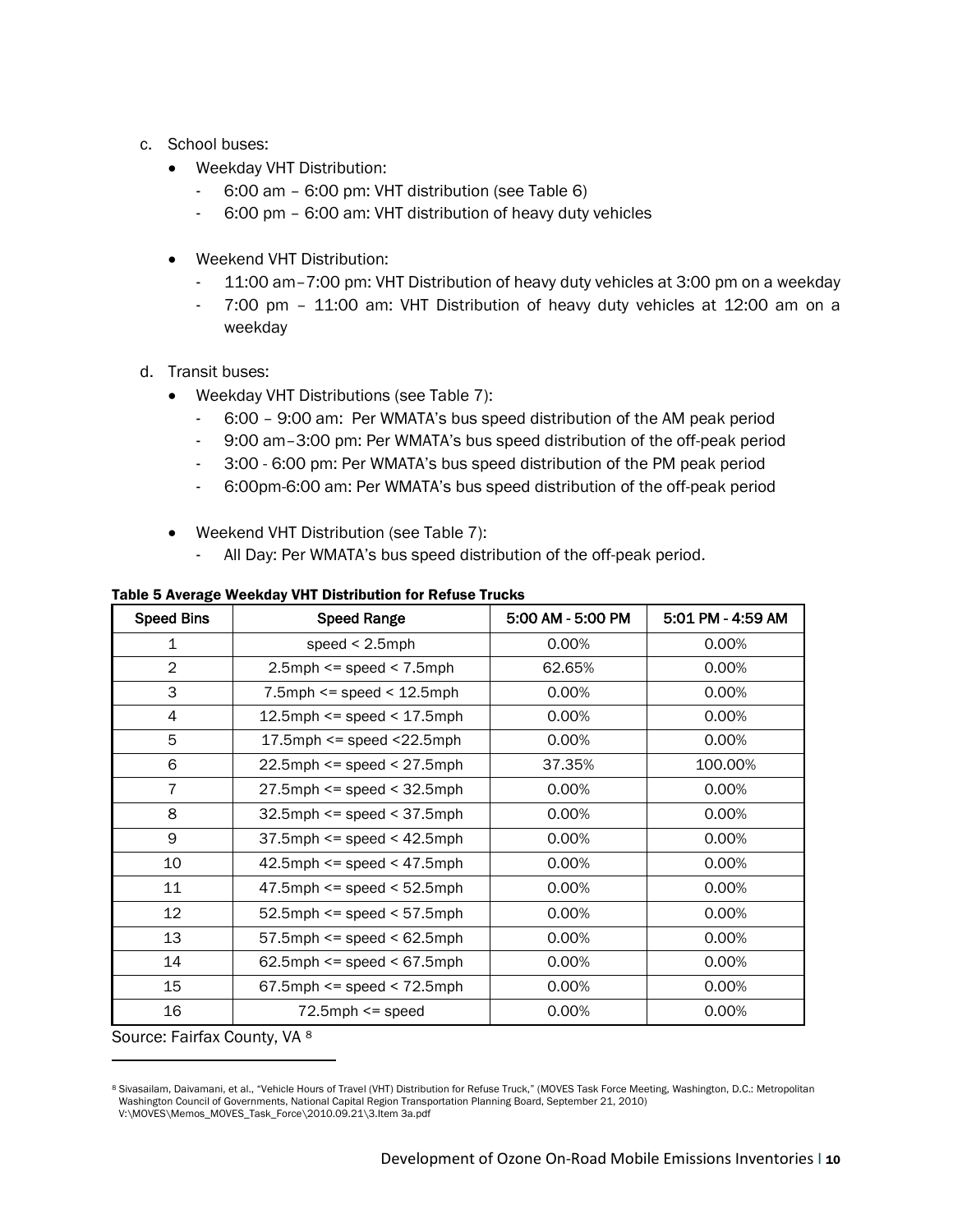c. School buses:
    - Weekday VHT Distribution:
        - 6:00 am – 6:00 pm: VHT distribution (see Table 6)
        - 6:00 pm – 6:00 am: VHT distribution of heavy duty vehicles
    - Weekend VHT Distribution:
        - 11:00 am–7:00 pm: VHT Distribution of heavy duty vehicles at 3:00 pm on a weekday
        - 7:00 pm – 11:00 am: VHT Distribution of heavy duty vehicles at 12:00 am on a weekday

d. Transit buses:
    - Weekday VHT Distributions (see Table 7):
        - 6:00 – 9:00 am: Per WMATA's bus speed distribution of the AM peak period
        - 9:00 am–3:00 pm: Per WMATA's bus speed distribution of the off-peak period
        - 3:00 - 6:00 pm: Per WMATA's bus speed distribution of the PM peak period
        - 6:00pm-6:00 am: Per WMATA's bus speed distribution of the off-peak period
    - Weekend VHT Distribution (see Table 7):
        - All Day: Per WMATA's bus speed distribution of the off-peak period.

**Table 5 Average Weekday VHT Distribution for Refuse Trucks**

| Speed Bins | Speed Range | 5:00 AM - 5:00 PM | 5:01 PM - 4:59 AM |
|---|---|---|---|
| 1 | speed < 2.5mph | 0.00% | 0.00% |
| 2 | 2.5mph <= speed < 7.5mph | 62.65% | 0.00% |
| 3 | 7.5mph <= speed < 12.5mph | 0.00% | 0.00% |
| 4 | 12.5mph <= speed < 17.5mph | 0.00% | 0.00% |
| 5 | 17.5mph <= speed <22.5mph | 0.00% | 0.00% |
| 6 | 22.5mph <= speed < 27.5mph | 37.35% | 100.00% |
| 7 | 27.5mph <= speed < 32.5mph | 0.00% | 0.00% |
| 8 | 32.5mph <= speed < 37.5mph | 0.00% | 0.00% |
| 9 | 37.5mph <= speed < 42.5mph | 0.00% | 0.00% |
| 10 | 42.5mph <= speed < 47.5mph | 0.00% | 0.00% |
| 11 | 47.5mph <= speed < 52.5mph | 0.00% | 0.00% |
| 12 | 52.5mph <= speed < 57.5mph | 0.00% | 0.00% |
| 13 | 57.5mph <= speed < 62.5mph | 0.00% | 0.00% |
| 14 | 62.5mph <= speed < 67.5mph | 0.00% | 0.00% |
| 15 | 67.5mph <= speed < 72.5mph | 0.00% | 0.00% |
| 16 | 72.5mph <= speed | 0.00% | 0.00% |

Source: Fairfax County, VA [8]

[8] Sivasailam, Daivamani, et al., "Vehicle Hours of Travel (VHT) Distribution for Refuse Truck," (MOVES Task Force Meeting, Washington, D.C.: Metropolitan Washington Council of Governments, National Capital Region Transportation Planning Board, September 21, 2010) V:\MOVES\Memos_MOVES_Task_Force\2010.09.21\3.Item 3a.pdf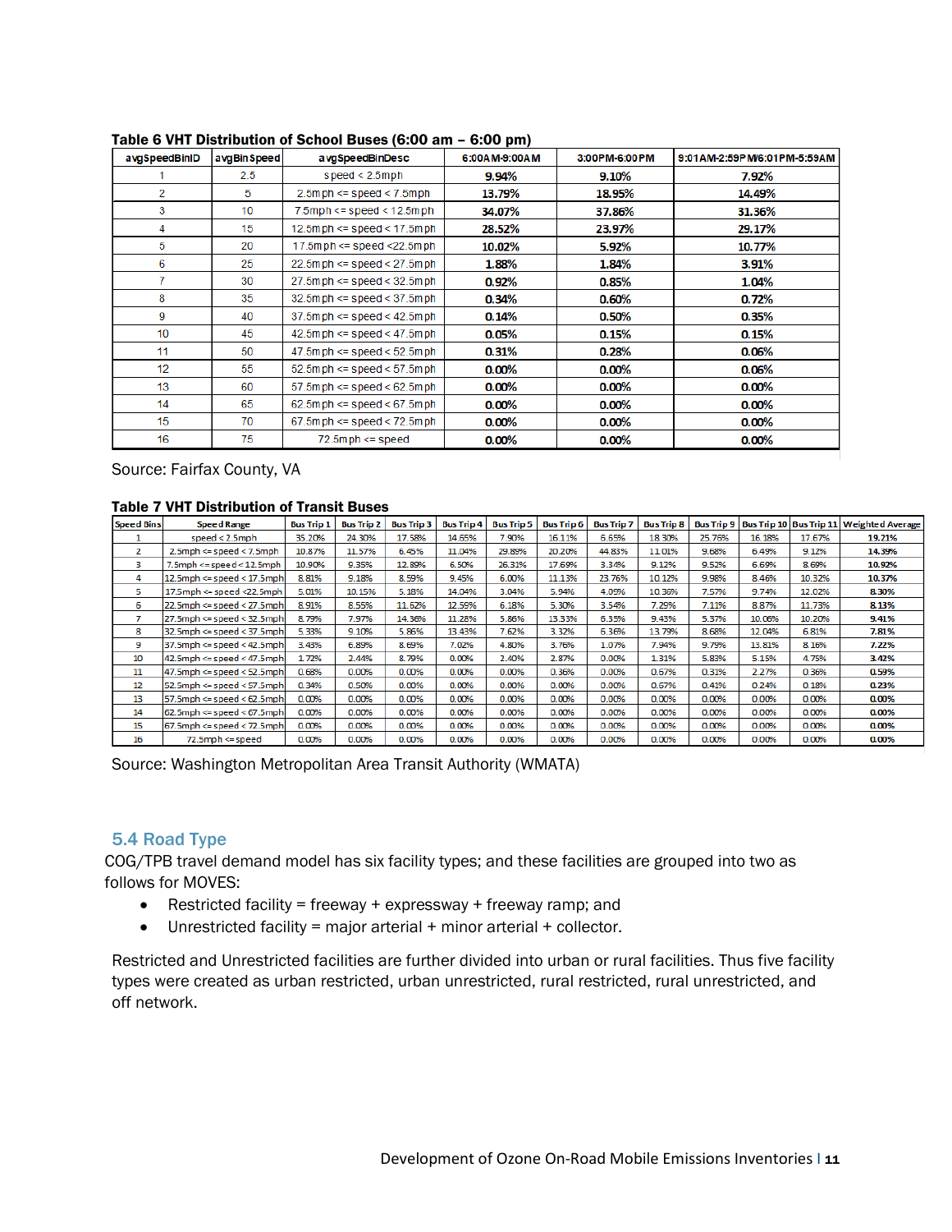**Table 6 VHT Distribution of School Buses (6:00 am – 6:00 pm)**

| avgSpeedBinID | avgBinSpeed | avgSpeedBinDesc | 6:00AM-9:00AM | 3:00PM-6:00PM | 9:01AM-2:59PM/6:01PM-5:59AM |
|---|---|---|---|---|---|
| 1 | 2.5 | speed < 2.5mph | **9.94%** | **9.10%** | **7.92%** |
| 2 | 5 | 2.5mph <= speed < 7.5mph | **13.79%** | **18.95%** | **14.49%** |
| 3 | 10 | 7.5mph <= speed < 12.5mph | **34.07%** | **37.86%** | **31.36%** |
| 4 | 15 | 12.5mph <= speed < 17.5mph | **28.52%** | **23.97%** | **29.17%** |
| 5 | 20 | 17.5mph <= speed <22.5mph | **10.02%** | **5.92%** | **10.77%** |
| 6 | 25 | 22.5mph <= speed < 27.5mph | **1.88%** | **1.84%** | **3.91%** |
| 7 | 30 | 27.5mph <= speed < 32.5mph | **0.92%** | **0.85%** | **1.04%** |
| 8 | 35 | 32.5mph <= speed < 37.5mph | **0.34%** | **0.60%** | **0.72%** |
| 9 | 40 | 37.5mph <= speed < 42.5mph | **0.14%** | **0.50%** | **0.35%** |
| 10 | 45 | 42.5mph <= speed < 47.5mph | **0.05%** | **0.15%** | **0.15%** |
| 11 | 50 | 47.5mph <= speed < 52.5mph | **0.31%** | **0.28%** | **0.06%** |
| 12 | 55 | 52.5mph <= speed < 57.5mph | **0.00%** | **0.00%** | **0.06%** |
| 13 | 60 | 57.5mph <= speed < 62.5mph | **0.00%** | **0.00%** | **0.00%** |
| 14 | 65 | 62.5mph <= speed < 67.5mph | **0.00%** | **0.00%** | **0.00%** |
| 15 | 70 | 67.5mph <= speed < 72.5mph | **0.00%** | **0.00%** | **0.00%** |
| 16 | 75 | 72.5mph <= speed | **0.00%** | **0.00%** | **0.00%** |

Source: Fairfax County, VA

**Table 7 VHT Distribution of Transit Buses**

| Speed Bins | Speed Range | Bus Trip 1 | Bus Trip 2 | Bus Trip 3 | Bus Trip 4 | Bus Trip 5 | Bus Trip 6 | Bus Trip 7 | Bus Trip 8 | Bus Trip 9 | Bus Trip 10 | Bus Trip 11 | Weighted Average |
|---|---|---|---|---|---|---|---|---|---|---|---|---|---|
| 1 | speed < 2.5mph | 35.20% | 24.30% | 17.58% | 14.65% | 7.90% | 16.11% | 6.65% | 18.30% | 25.76% | 16.18% | 17.67% | **19.21%** |
| 2 | 2.5mph <= speed < 7.5mph | 10.87% | 11.57% | 6.45% | 11.04% | 29.89% | 20.20% | 44.83% | 11.01% | 9.68% | 6.49% | 9.12% | **14.39%** |
| 3 | 7.5mph <= speed < 12.5mph | 10.90% | 9.35% | 12.89% | 6.50% | 26.31% | 17.69% | 3.34% | 9.12% | 9.52% | 6.69% | 8.69% | **10.92%** |
| 4 | 12.5mph <= speed < 17.5mph | 8.81% | 9.18% | 8.59% | 9.45% | 6.00% | 11.13% | 23.76% | 10.12% | 9.98% | 8.46% | 10.32% | **10.37%** |
| 5 | 17.5mph <= speed <22.5mph | 5.01% | 10.15% | 5.18% | 14.04% | 3.04% | 5.94% | 4.09% | 10.36% | 7.57% | 9.74% | 12.02% | **8.30%** |
| 6 | 22.5mph <= speed < 27.5mph | 8.91% | 8.55% | 11.62% | 12.59% | 6.18% | 5.30% | 3.54% | 7.29% | 7.11% | 8.87% | 11.73% | **8.13%** |
| 7 | 27.5mph <= speed < 32.5mph | 8.79% | 7.97% | 14.36% | 11.28% | 5.86% | 13.33% | 6.35% | 9.43% | 5.37% | 10.06% | 10.20% | **9.41%** |
| 8 | 32.5mph <= speed < 37.5mph | 5.33% | 9.10% | 5.86% | 13.43% | 7.62% | 3.32% | 6.36% | 13.79% | 8.68% | 12.04% | 6.81% | **7.81%** |
| 9 | 37.5mph <= speed < 42.5mph | 3.43% | 6.89% | 8.69% | 7.02% | 4.80% | 3.76% | 1.07% | 7.94% | 9.79% | 13.81% | 8.16% | **7.22%** |
| 10 | 42.5mph <= speed < 47.5mph | 1.72% | 2.44% | 8.79% | 0.00% | 2.40% | 2.87% | 0.00% | 1.31% | 5.83% | 5.15% | 4.75% | **3.42%** |
| 11 | 47.5mph <= speed < 52.5mph | 0.68% | 0.00% | 0.00% | 0.00% | 0.00% | 0.36% | 0.00% | 0.67% | 0.31% | 2.27% | 0.36% | **0.59%** |
| 12 | 52.5mph <= speed < 57.5mph | 0.34% | 0.50% | 0.00% | 0.00% | 0.00% | 0.00% | 0.00% | 0.67% | 0.41% | 0.24% | 0.18% | **0.23%** |
| 13 | 57.5mph <= speed < 62.5mph | 0.00% | 0.00% | 0.00% | 0.00% | 0.00% | 0.00% | 0.00% | 0.00% | 0.00% | 0.00% | 0.00% | **0.00%** |
| 14 | 62.5mph <= speed < 67.5mph | 0.00% | 0.00% | 0.00% | 0.00% | 0.00% | 0.00% | 0.00% | 0.00% | 0.00% | 0.00% | 0.00% | **0.00%** |
| 15 | 67.5mph <= speed < 72.5mph | 0.00% | 0.00% | 0.00% | 0.00% | 0.00% | 0.00% | 0.00% | 0.00% | 0.00% | 0.00% | 0.00% | **0.00%** |
| 16 | 72.5mph <= speed | 0.00% | 0.00% | 0.00% | 0.00% | 0.00% | 0.00% | 0.00% | 0.00% | 0.00% | 0.00% | 0.00% | **0.00%** |

Source: Washington Metropolitan Area Transit Authority (WMATA)

## 5.4 Road Type

COG/TPB travel demand model has six facility types; and these facilities are grouped into two as follows for MOVES:

- Restricted facility = freeway + expressway + freeway ramp; and
- Unrestricted facility = major arterial + minor arterial + collector.

Restricted and Unrestricted facilities are further divided into urban or rural facilities. Thus five facility types were created as urban restricted, urban unrestricted, rural restricted, rural unrestricted, and off network.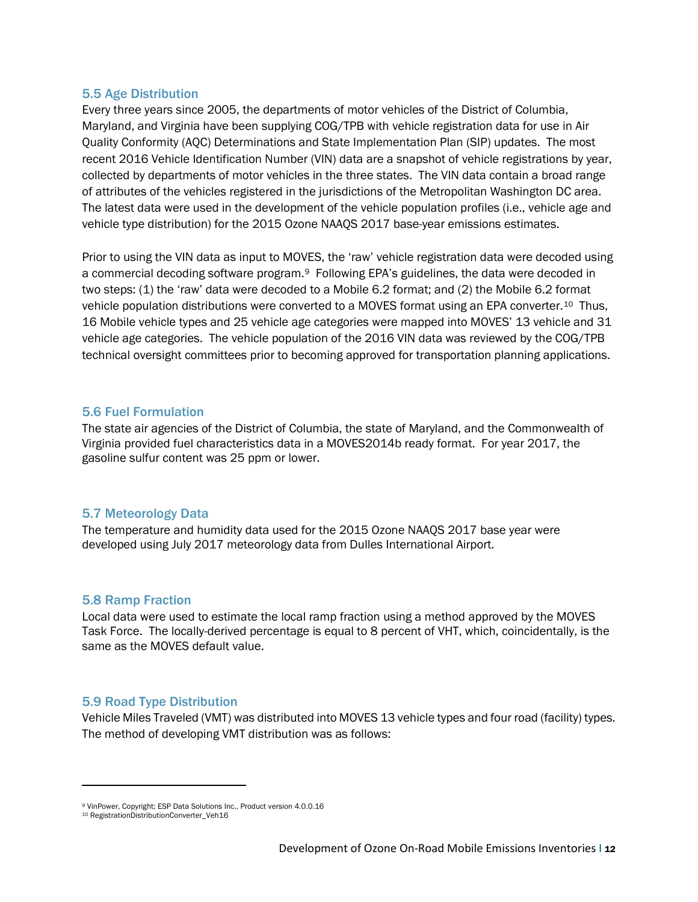### 5.5 Age Distribution

Every three years since 2005, the departments of motor vehicles of the District of Columbia, Maryland, and Virginia have been supplying COG/TPB with vehicle registration data for use in Air Quality Conformity (AQC) Determinations and State Implementation Plan (SIP) updates. The most recent 2016 Vehicle Identification Number (VIN) data are a snapshot of vehicle registrations by year, collected by departments of motor vehicles in the three states. The VIN data contain a broad range of attributes of the vehicles registered in the jurisdictions of the Metropolitan Washington DC area. The latest data were used in the development of the vehicle population profiles (i.e., vehicle age and vehicle type distribution) for the 2015 Ozone NAAQS 2017 base-year emissions estimates.

Prior to using the VIN data as input to MOVES, the 'raw' vehicle registration data were decoded using a commercial decoding software program.[9] Following EPA's guidelines, the data were decoded in two steps: (1) the 'raw' data were decoded to a Mobile 6.2 format; and (2) the Mobile 6.2 format vehicle population distributions were converted to a MOVES format using an EPA converter.[10] Thus, 16 Mobile vehicle types and 25 vehicle age categories were mapped into MOVES' 13 vehicle and 31 vehicle age categories. The vehicle population of the 2016 VIN data was reviewed by the COG/TPB technical oversight committees prior to becoming approved for transportation planning applications.

### 5.6 Fuel Formulation

The state air agencies of the District of Columbia, the state of Maryland, and the Commonwealth of Virginia provided fuel characteristics data in a MOVES2014b ready format. For year 2017, the gasoline sulfur content was 25 ppm or lower.

### 5.7 Meteorology Data

The temperature and humidity data used for the 2015 Ozone NAAQS 2017 base year were developed using July 2017 meteorology data from Dulles International Airport.

### 5.8 Ramp Fraction

Local data were used to estimate the local ramp fraction using a method approved by the MOVES Task Force. The locally-derived percentage is equal to 8 percent of VHT, which, coincidentally, is the same as the MOVES default value.

### 5.9 Road Type Distribution

Vehicle Miles Traveled (VMT) was distributed into MOVES 13 vehicle types and four road (facility) types. The method of developing VMT distribution was as follows:

---

[9] VinPower, Copyright; ESP Data Solutions Inc., Product version 4.0.0.16

[10] RegistrationDistributionConverter_Veh16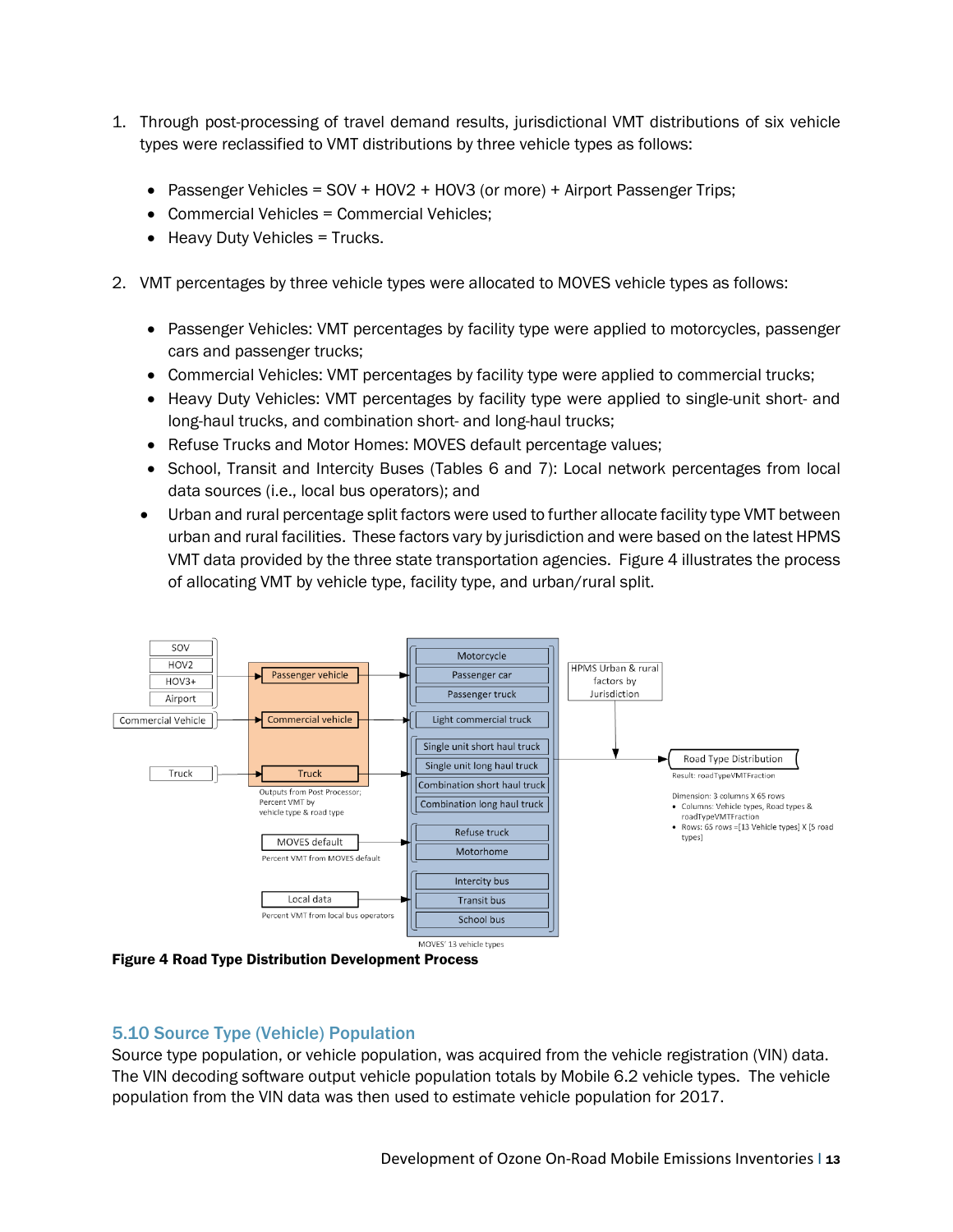1. Through post-processing of travel demand results, jurisdictional VMT distributions of six vehicle types were reclassified to VMT distributions by three vehicle types as follows:

   - Passenger Vehicles = SOV + HOV2 + HOV3 (or more) + Airport Passenger Trips;
   - Commercial Vehicles = Commercial Vehicles;
   - Heavy Duty Vehicles = Trucks.

2. VMT percentages by three vehicle types were allocated to MOVES vehicle types as follows:

   - Passenger Vehicles: VMT percentages by facility type were applied to motorcycles, passenger cars and passenger trucks;
   - Commercial Vehicles: VMT percentages by facility type were applied to commercial trucks;
   - Heavy Duty Vehicles: VMT percentages by facility type were applied to single-unit short- and long-haul trucks, and combination short- and long-haul trucks;
   - Refuse Trucks and Motor Homes: MOVES default percentage values;
   - School, Transit and Intercity Buses (Tables 6 and 7): Local network percentages from local data sources (i.e., local bus operators); and
   - Urban and rural percentage split factors were used to further allocate facility type VMT between urban and rural facilities. These factors vary by jurisdiction and were based on the latest HPMS VMT data provided by the three state transportation agencies. Figure 4 illustrates the process of allocating VMT by vehicle type, facility type, and urban/rural split.

**Figure 4 Road Type Distribution Development Process**

## 5.10 Source Type (Vehicle) Population

Source type population, or vehicle population, was acquired from the vehicle registration (VIN) data. The VIN decoding software output vehicle population totals by Mobile 6.2 vehicle types. The vehicle population from the VIN data was then used to estimate vehicle population for 2017.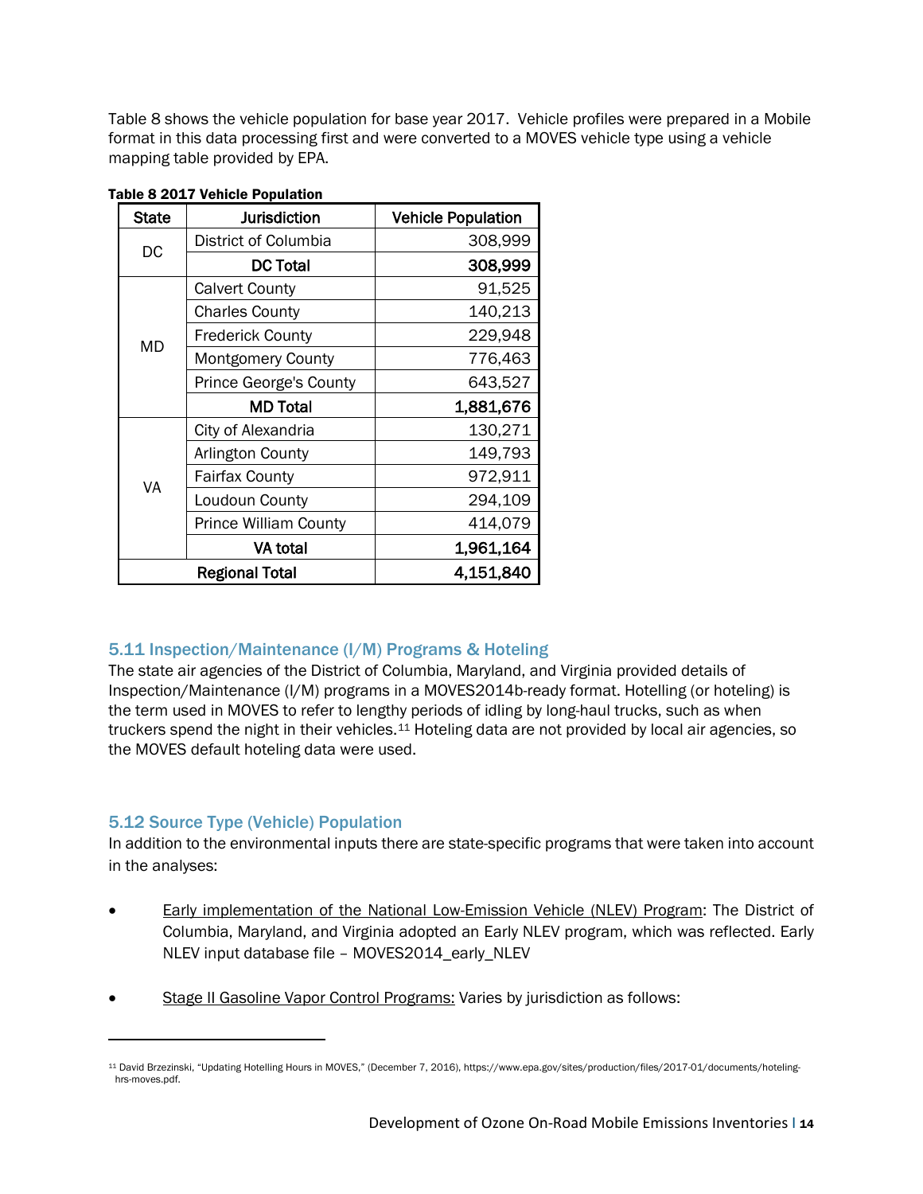Table 8 shows the vehicle population for base year 2017. Vehicle profiles were prepared in a Mobile format in this data processing first and were converted to a MOVES vehicle type using a vehicle mapping table provided by EPA.

**Table 8 2017 Vehicle Population**

| State | Jurisdiction | Vehicle Population |
|---|---|---|
| DC | District of Columbia | 308,999 |
| | **DC Total** | **308,999** |
| MD | Calvert County | 91,525 |
| | Charles County | 140,213 |
| | Frederick County | 229,948 |
| | Montgomery County | 776,463 |
| | Prince George's County | 643,527 |
| | **MD Total** | **1,881,676** |
| VA | City of Alexandria | 130,271 |
| | Arlington County | 149,793 |
| | Fairfax County | 972,911 |
| | Loudoun County | 294,109 |
| | Prince William County | 414,079 |
| | **VA total** | **1,961,164** |
| **Regional Total** | | **4,151,840** |

### 5.11 Inspection/Maintenance (I/M) Programs & Hoteling

The state air agencies of the District of Columbia, Maryland, and Virginia provided details of Inspection/Maintenance (I/M) programs in a MOVES2014b-ready format. Hotelling (or hoteling) is the term used in MOVES to refer to lengthy periods of idling by long-haul trucks, such as when truckers spend the night in their vehicles.[11] Hoteling data are not provided by local air agencies, so the MOVES default hoteling data were used.

### 5.12 Source Type (Vehicle) Population

In addition to the environmental inputs there are state-specific programs that were taken into account in the analyses:

- Early implementation of the National Low-Emission Vehicle (NLEV) Program: The District of Columbia, Maryland, and Virginia adopted an Early NLEV program, which was reflected. Early NLEV input database file – MOVES2014_early_NLEV

- Stage II Gasoline Vapor Control Programs: Varies by jurisdiction as follows:

[11] David Brzezinski, "Updating Hotelling Hours in MOVES," (December 7, 2016), https://www.epa.gov/sites/production/files/2017-01/documents/hoteling-hrs-moves.pdf.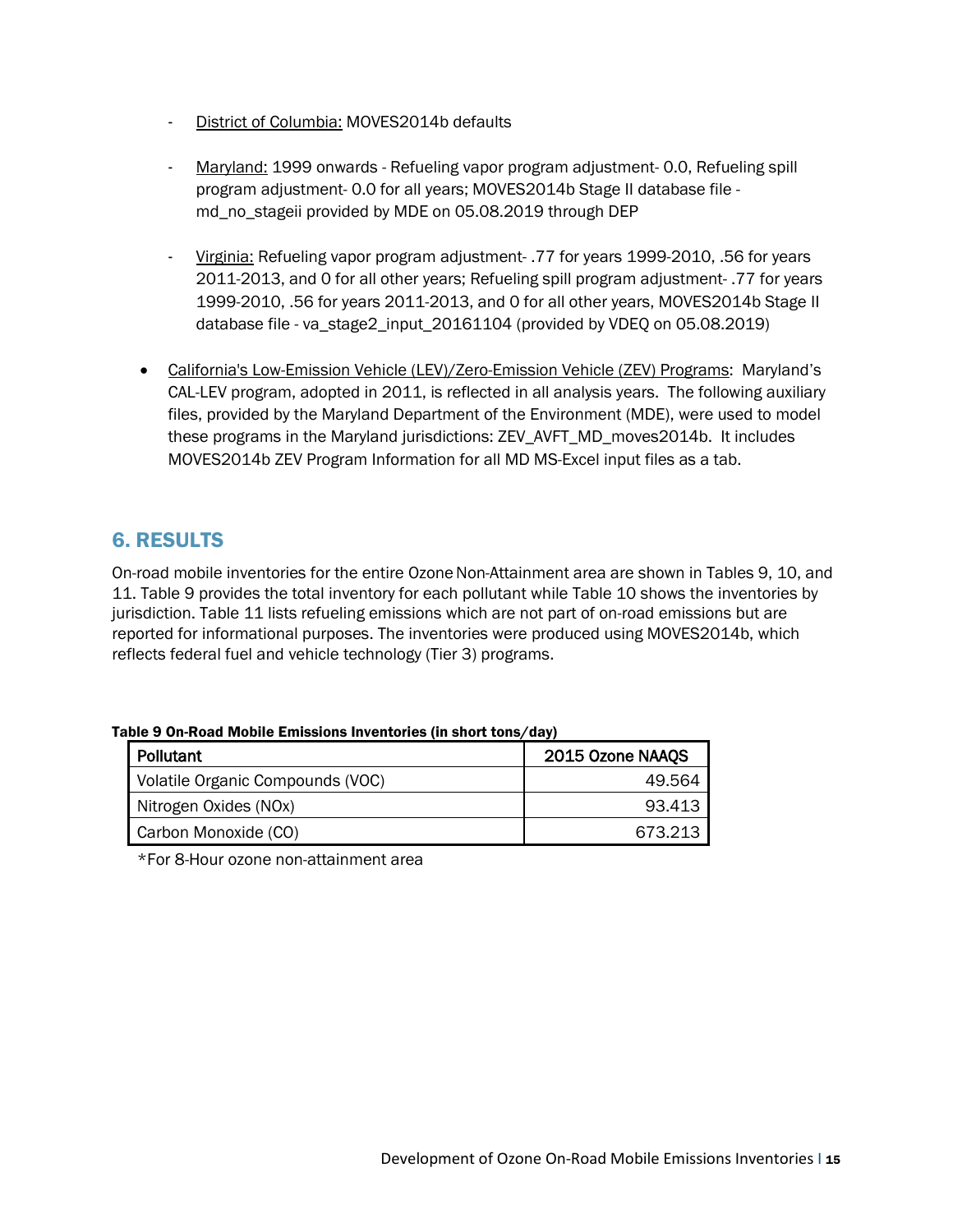- District of Columbia: MOVES2014b defaults

- Maryland: 1999 onwards - Refueling vapor program adjustment- 0.0, Refueling spill program adjustment- 0.0 for all years; MOVES2014b Stage II database file - md_no_stageii provided by MDE on 05.08.2019 through DEP

- Virginia: Refueling vapor program adjustment- .77 for years 1999-2010, .56 for years 2011-2013, and 0 for all other years; Refueling spill program adjustment- .77 for years 1999-2010, .56 for years 2011-2013, and 0 for all other years, MOVES2014b Stage II database file - va_stage2_input_20161104 (provided by VDEQ on 05.08.2019)

- California's Low-Emission Vehicle (LEV)/Zero-Emission Vehicle (ZEV) Programs: Maryland's CAL-LEV program, adopted in 2011, is reflected in all analysis years. The following auxiliary files, provided by the Maryland Department of the Environment (MDE), were used to model these programs in the Maryland jurisdictions: ZEV_AVFT_MD_moves2014b. It includes MOVES2014b ZEV Program Information for all MD MS-Excel input files as a tab.

## 6. RESULTS

On-road mobile inventories for the entire Ozone Non-Attainment area are shown in Tables 9, 10, and 11. Table 9 provides the total inventory for each pollutant while Table 10 shows the inventories by jurisdiction. Table 11 lists refueling emissions which are not part of on-road emissions but are reported for informational purposes. The inventories were produced using MOVES2014b, which reflects federal fuel and vehicle technology (Tier 3) programs.

**Table 9 On-Road Mobile Emissions Inventories (in short tons/day)**

| Pollutant | 2015 Ozone NAAQS |
|---|---:|
| Volatile Organic Compounds (VOC) | 49.564 |
| Nitrogen Oxides (NOx) | 93.413 |
| Carbon Monoxide (CO) | 673.213 |

*For 8-Hour ozone non-attainment area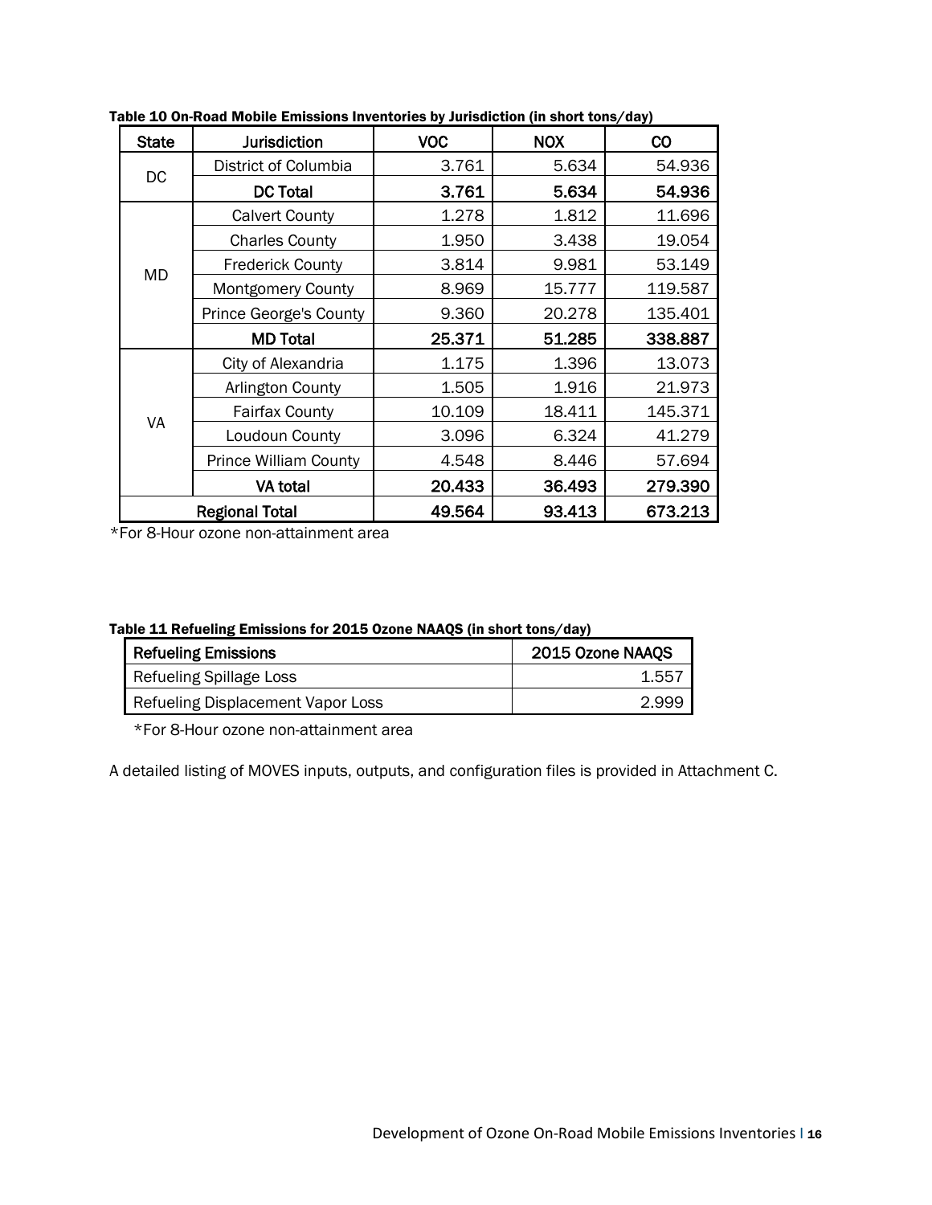**Table 10 On-Road Mobile Emissions Inventories by Jurisdiction (in short tons/day)**

| State | Jurisdiction | VOC | NOX | CO |
|---|---|---|---|---|
| DC | District of Columbia | 3.761 | 5.634 | 54.936 |
| | **DC Total** | **3.761** | **5.634** | **54.936** |
| MD | Calvert County | 1.278 | 1.812 | 11.696 |
| | Charles County | 1.950 | 3.438 | 19.054 |
| | Frederick County | 3.814 | 9.981 | 53.149 |
| | Montgomery County | 8.969 | 15.777 | 119.587 |
| | Prince George's County | 9.360 | 20.278 | 135.401 |
| | **MD Total** | **25.371** | **51.285** | **338.887** |
| VA | City of Alexandria | 1.175 | 1.396 | 13.073 |
| | Arlington County | 1.505 | 1.916 | 21.973 |
| | Fairfax County | 10.109 | 18.411 | 145.371 |
| | Loudoun County | 3.096 | 6.324 | 41.279 |
| | Prince William County | 4.548 | 8.446 | 57.694 |
| | **VA total** | **20.433** | **36.493** | **279.390** |
| **Regional Total** | | **49.564** | **93.413** | **673.213** |

*For 8-Hour ozone non-attainment area

**Table 11 Refueling Emissions for 2015 Ozone NAAQS (in short tons/day)**

| Refueling Emissions | 2015 Ozone NAAQS |
|---|---|
| Refueling Spillage Loss | 1.557 |
| Refueling Displacement Vapor Loss | 2.999 |

*For 8-Hour ozone non-attainment area

A detailed listing of MOVES inputs, outputs, and configuration files is provided in Attachment C.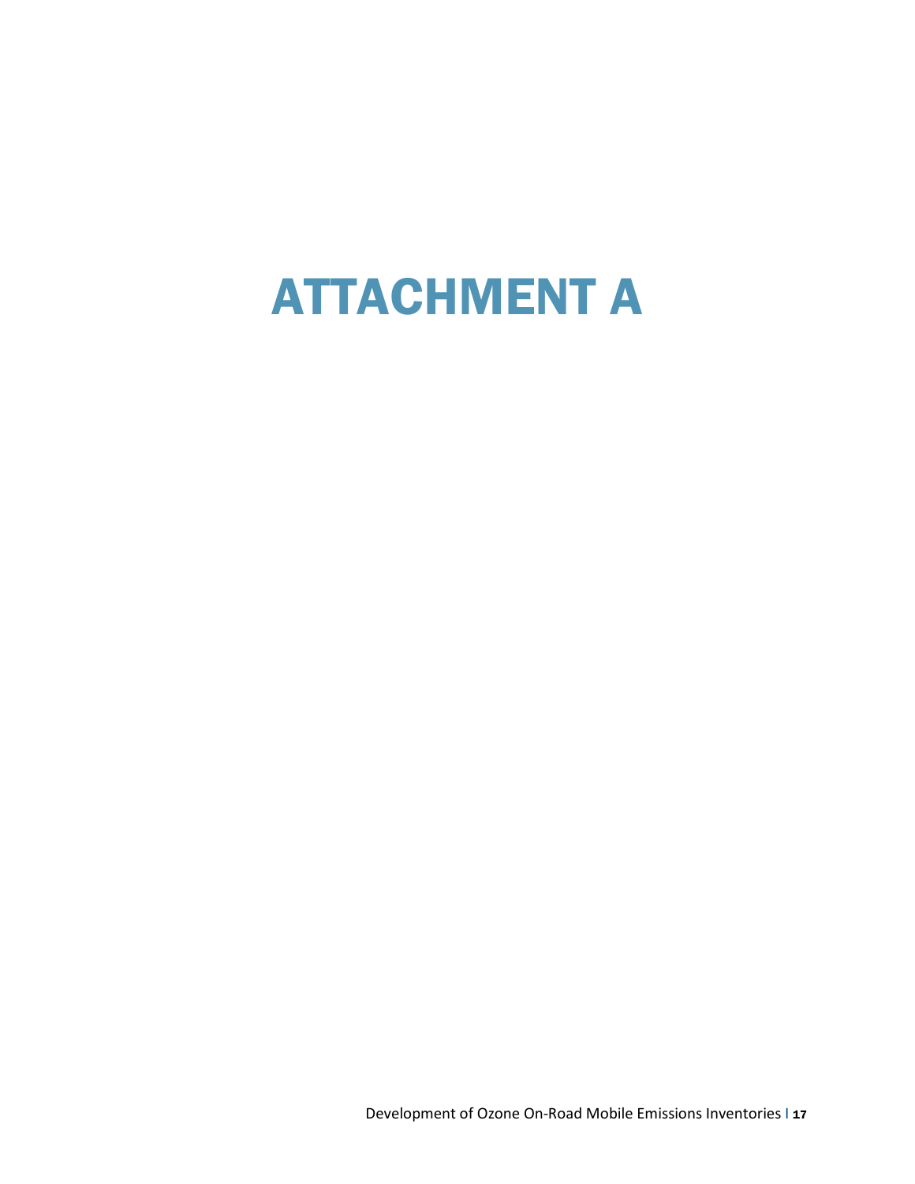# ATTACHMENT A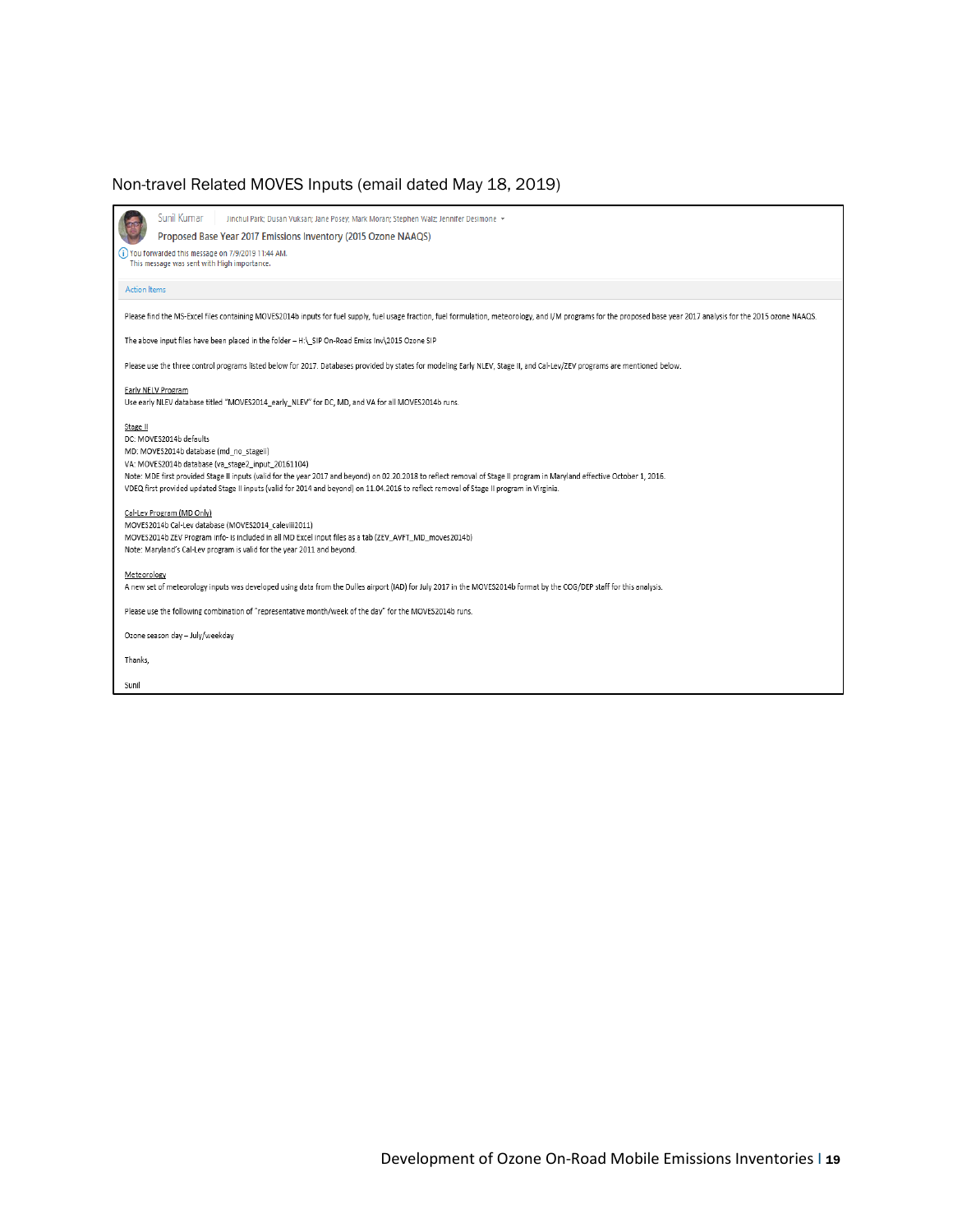## Non-travel Related MOVES Inputs (email dated May 18, 2019)

Sunil Kumar | Jinchul Park; Dusan Vuksan; Jane Posey; Mark Moran; Stephen Walz; Jennifer Desimone

**Proposed Base Year 2017 Emissions Inventory (2015 Ozone NAAQS)**

You forwarded this message on 7/9/2019 11:44 AM.
This message was sent with High importance.

Action Items

Please find the MS-Excel files containing MOVES2014b inputs for fuel supply, fuel usage fraction, fuel formulation, meteorology, and I/M programs for the proposed base year 2017 analysis for the 2015 ozone NAAQS.

The above input files have been placed in the folder – H:\_SIP On-Road Emiss Inv\2015 Ozone SIP

Please use the three control programs listed below for 2017. Databases provided by states for modeling Early NLEV, Stage II, and Cal-Lev/ZEV programs are mentioned below.

Early NELV Program
Use early NLEV database titled "MOVES2014_early_NLEV" for DC, MD, and VA for all MOVES2014b runs.

Stage II
DC: MOVES2014b defaults
MD: MOVES2014b database (md_no_stageii)
VA: MOVES2014b database (va_stage2_input_20161104)
Note: MDE first provided Stage II inputs (valid for the year 2017 and beyond) on 02.20.2018 to reflect removal of Stage II program in Maryland effective October 1, 2016.
VDEQ first provided updated Stage II inputs (valid for 2014 and beyond) on 11.04.2016 to reflect removal of Stage II program in Virginia.

Cal-Lev Program (MD Only)
MOVES2014b Cal-Lev database (MOVES2014_caleviii2011)
MOVES2014b ZEV Program Info- is included in all MD Excel input files as a tab (ZEV_AVFT_MD_moves2014b)
Note: Maryland's Cal-Lev program is valid for the year 2011 and beyond.

Meteorology
A new set of meteorology inputs was developed using data from the Dulles airport (IAD) for July 2017 in the MOVES2014b format by the COG/DEP staff for this analysis.

Please use the following combination of "representative month/week of the day" for the MOVES2014b runs.

Ozone season day – July/weekday

Thanks,

Sunil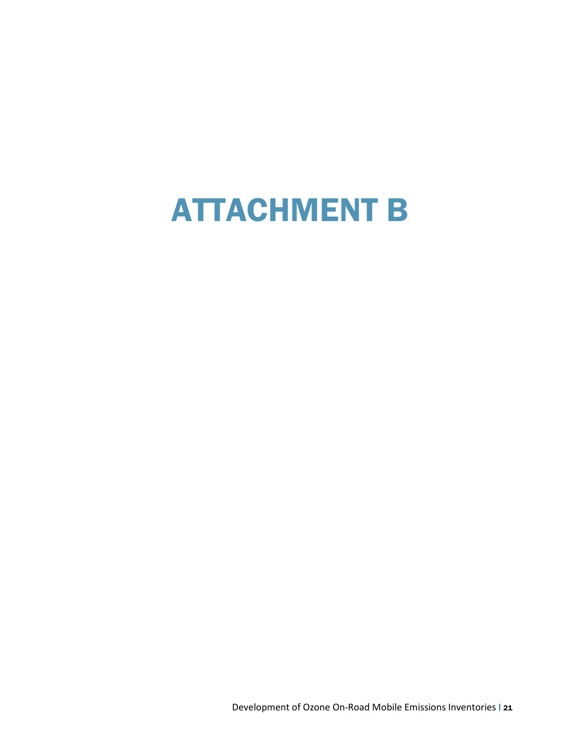# ATTACHMENT B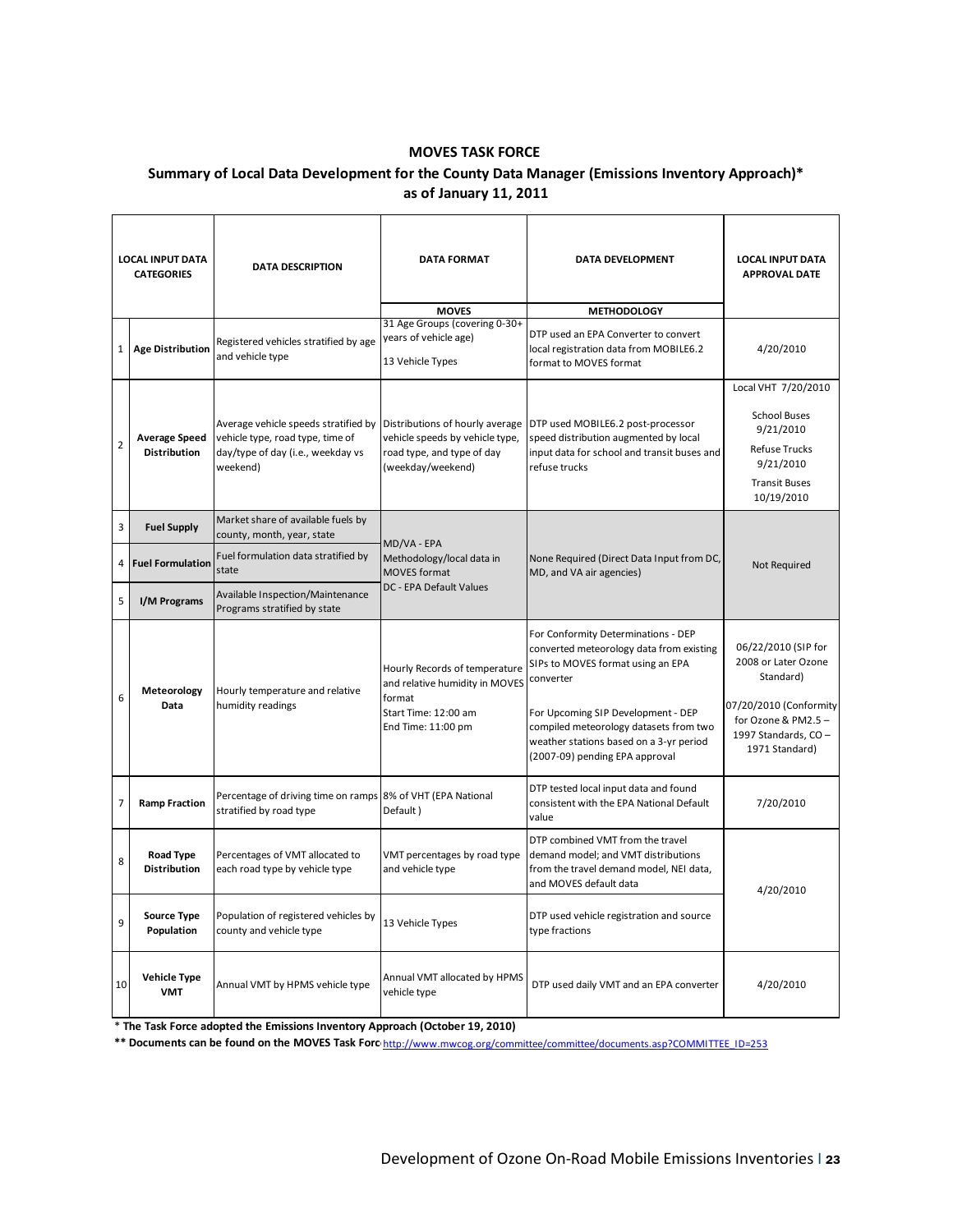## MOVES TASK FORCE

### Summary of Local Data Development for the County Data Manager (Emissions Inventory Approach)* as of January 11, 2011

| | LOCAL INPUT DATA CATEGORIES | DATA DESCRIPTION | DATA FORMAT | DATA DEVELOPMENT | LOCAL INPUT DATA APPROVAL DATE |
|---|---|---|---|---|---|
| | | | MOVES | METHODOLOGY | |
| 1 | Age Distribution | Registered vehicles stratified by age and vehicle type | 31 Age Groups (covering 0-30+ years of vehicle age)<br><br>13 Vehicle Types | DTP used an EPA Converter to convert local registration data from MOBILE6.2 format to MOVES format | 4/20/2010 |
| 2 | Average Speed Distribution | Average vehicle speeds stratified by vehicle type, road type, time of day/type of day (i.e., weekday vs weekend) | Distributions of hourly average vehicle speeds by vehicle type, road type, and type of day (weekday/weekend) | DTP used MOBILE6.2 post-processor speed distribution augmented by local input data for school and transit buses and refuse trucks | Local VHT 7/20/2010<br><br>School Buses 9/21/2010<br>Refuse Trucks 9/21/2010<br>Transit Buses 10/19/2010 |
| 3 | Fuel Supply | Market share of available fuels by county, month, year, state | MD/VA - EPA Methodology/local data in MOVES format<br>DC - EPA Default Values | None Required (Direct Data Input from DC, MD, and VA air agencies) | Not Required |
| 4 | Fuel Formulation | Fuel formulation data stratified by state | | | |
| 5 | I/M Programs | Available Inspection/Maintenance Programs stratified by state | | | |
| 6 | Meteorology Data | Hourly temperature and relative humidity readings | Hourly Records of temperature and relative humidity in MOVES format<br>Start Time: 12:00 am<br>End Time: 11:00 pm | For Conformity Determinations - DEP converted meteorology data from existing SIPs to MOVES format using an EPA converter<br><br>For Upcoming SIP Development - DEP compiled meteorology datasets from two weather stations based on a 3-yr period (2007-09) pending EPA approval | 06/22/2010 (SIP for 2008 or Later Ozone Standard)<br><br>07/20/2010 (Conformity for Ozone & PM2.5 – 1997 Standards, CO – 1971 Standard) |
| 7 | Ramp Fraction | Percentage of driving time on ramps stratified by road type | 8% of VHT (EPA National Default ) | DTP tested local input data and found consistent with the EPA National Default value | 7/20/2010 |
| 8 | Road Type Distribution | Percentages of VMT allocated to each road type by vehicle type | VMT percentages by road type and vehicle type | DTP combined VMT from the travel demand model; and VMT distributions from the travel demand model, NEI data, and MOVES default data | 4/20/2010 |
| 9 | Source Type Population | Population of registered vehicles by county and vehicle type | 13 Vehicle Types | DTP used vehicle registration and source type fractions | |
| 10 | Vehicle Type VMT | Annual VMT by HPMS vehicle type | Annual VMT allocated by HPMS vehicle type | DTP used daily VMT and an EPA converter | 4/20/2010 |

**\* The Task Force adopted the Emissions Inventory Approach (October 19, 2010)**

**\*\* Documents can be found on the MOVES Task Forc** http://www.mwcog.org/committee/committee/documents.asp?COMMITTEE_ID=253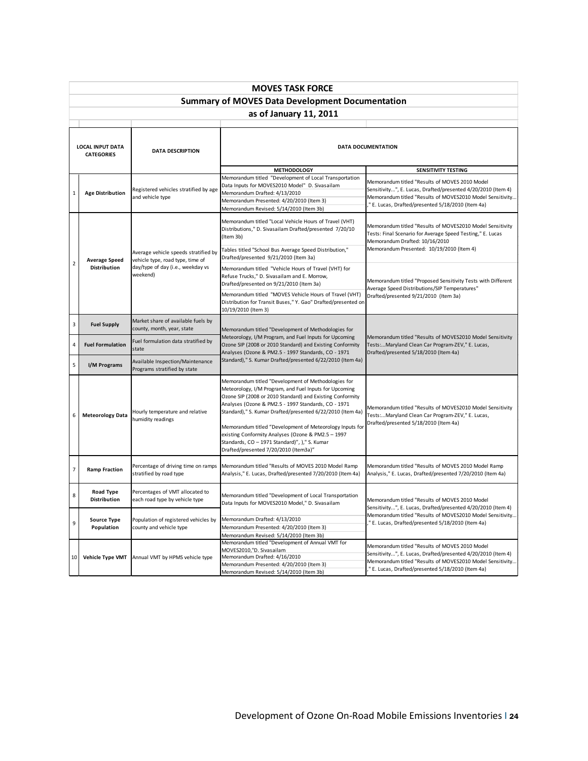## MOVES TASK FORCE

### Summary of MOVES Data Development Documentation

### as of January 11, 2011

| | LOCAL INPUT DATA CATEGORIES | DATA DESCRIPTION | DATA DOCUMENTATION | |
|---|---|---|---|---|
| | | | **METHODOLOGY** | **SENSITIVITY TESTING** |
| 1 | **Age Distribution** | Registered vehicles stratified by age and vehicle type | Memorandum titled "Development of Local Transportation Data Inputs for MOVES2010 Model" D. Sivasailam<br>Memorandum Drafted: 4/13/2010<br>Memorandum Presented: 4/20/2010 (Item 3)<br>Memorandum Revised: 5/14/2010 (Item 3b) | Memorandum titled "Results of MOVES 2010 Model Sensitivity...", E. Lucas, Drafted/presented 4/20/2010 (Item 4)<br>Memorandum titled "Results of MOVES2010 Model Sensitivity...," E. Lucas, Drafted/presented 5/18/2010 (Item 4a) |
| 2 | **Average Speed Distribution** | Average vehicle speeds stratified by vehicle type, road type, time of day/type of day (i.e., weekday vs weekend) | Memorandum titled "Local Vehicle Hours of Travel (VHT) Distributions," D. Sivasailam Drafted/presented 7/20/10 (Item 3b)<br>Tables titled "School Bus Average Speed Distribution," Drafted/presented 9/21/2010 (Item 3a)<br>Memorandum titled "Vehicle Hours of Travel (VHT) for Refuse Trucks," D. Sivasailam and E. Morrow, Drafted/presented on 9/21/2010 (Item 3a)<br>Memorandum titled "MOVES Vehicle Hours of Travel (VHT) Distribution for Transit Buses," Y. Gao" Drafted/presented on 10/19/2010 (Item 3) | Memorandum titled "Results of MOVES2010 Model Sensitivity Tests: Final Scenario for Average Speed Testing," E. Lucas<br>Memorandum Drafted: 10/16/2010<br>Memorandum Presented: 10/19/2010 (Item 4)<br>Memorandum titled "Proposed Sensitivity Tests with Different Average Speed Distributions/SIP Temperatures" Drafted/presented 9/21/2010 (Item 3a) |
| 3 | **Fuel Supply** | Market share of available fuels by county, month, year, state | Memorandum titled "Development of Methodologies for Meteorology, I/M Program, and Fuel Inputs for Upcoming Ozone SIP (2008 or 2010 Standard) and Existing Conformity Analyses (Ozone & PM2.5 - 1997 Standards, CO - 1971 Standard)," S. Kumar Drafted/presented 6/22/2010 (Item 4a) | Memorandum titled "Results of MOVES2010 Model Sensitivity Tests:...Maryland Clean Car Program-ZEV," E. Lucas, Drafted/presented 5/18/2010 (Item 4a) |
| 4 | **Fuel Formulation** | Fuel formulation data stratified by state | | |
| 5 | **I/M Programs** | Available Inspection/Maintenance Programs stratified by state | | |
| 6 | **Meteorology Data** | Hourly temperature and relative humidity readings | Memorandum titled "Development of Methodologies for Meteorology, I/M Program, and Fuel Inputs for Upcoming Ozone SIP (2008 or 2010 Standard) and Existing Conformity Analyses (Ozone & PM2.5 - 1997 Standards, CO - 1971 Standard)," S. Kumar Drafted/presented 6/22/2010 (Item 4a)<br>Memorandum titled "Development of Meteorology Inputs for existing Conformity Analyses (Ozone & PM2.5 – 1997 Standards, CO – 1971 Standard)", )," S. Kumar Drafted/presented 7/20/2010 (Item3a)" | Memorandum titled "Results of MOVES2010 Model Sensitivity Tests:...Maryland Clean Car Program-ZEV," E. Lucas, Drafted/presented 5/18/2010 (Item 4a) |
| 7 | **Ramp Fraction** | Percentage of driving time on ramps stratified by road type | Memorandum titled "Results of MOVES 2010 Model Ramp Analysis," E. Lucas, Drafted/presented 7/20/2010 (Item 4a) | Memorandum titled "Results of MOVES 2010 Model Ramp Analysis," E. Lucas, Drafted/presented 7/20/2010 (Item 4a) |
| 8 | **Road Type Distribution** | Percentages of VMT allocated to each road type by vehicle type | Memorandum titled "Development of Local Transportation Data Inputs for MOVES2010 Model," D. Sivasailam<br>Memorandum Drafted: 4/13/2010<br>Memorandum Presented: 4/20/2010 (Item 3)<br>Memorandum Revised: 5/14/2010 (Item 3b) | Memorandum titled "Results of MOVES 2010 Model Sensitivity...", E. Lucas, Drafted/presented 4/20/2010 (Item 4)<br>Memorandum titled "Results of MOVES2010 Model Sensitivity...," E. Lucas, Drafted/presented 5/18/2010 (Item 4a) |
| 9 | **Source Type Population** | Population of registered vehicles by county and vehicle type | | |
| 10 | **Vehicle Type VMT** | Annual VMT by HPMS vehicle type | Memorandum titled "Development of Annual VMT for MOVES2010,"D. Sivasailam<br>Memorandum Drafted: 4/16/2010<br>Memorandum Presented: 4/20/2010 (Item 3)<br>Memorandum Revised: 5/14/2010 (Item 3b) | Memorandum titled "Results of MOVES 2010 Model Sensitivity...", E. Lucas, Drafted/presented 4/20/2010 (Item 4)<br>Memorandum titled "Results of MOVES2010 Model Sensitivity...," E. Lucas, Drafted/presented 5/18/2010 (Item 4a) |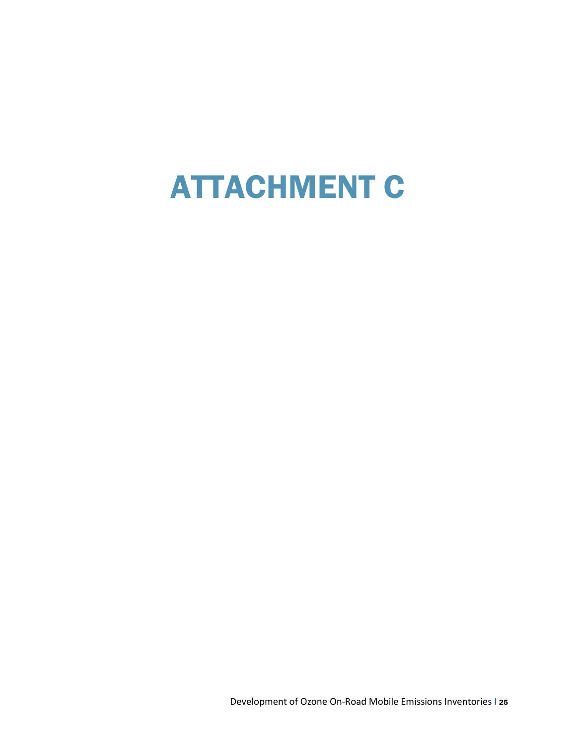# ATTACHMENT C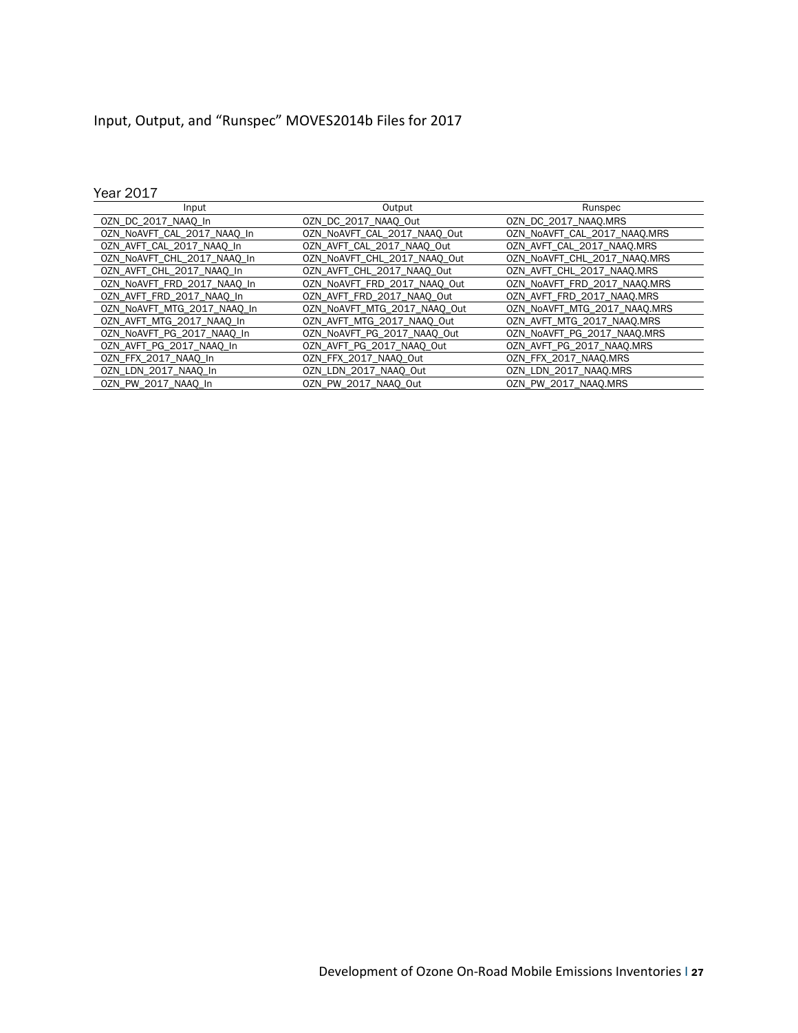## Input, Output, and "Runspec" MOVES2014b Files for 2017

### Year 2017

| Input | Output | Runspec |
|---|---|---|
| OZN_DC_2017_NAAQ_In | OZN_DC_2017_NAAQ_Out | OZN_DC_2017_NAAQ.MRS |
| OZN_NoAVFT_CAL_2017_NAAQ_In | OZN_NoAVFT_CAL_2017_NAAQ_Out | OZN_NoAVFT_CAL_2017_NAAQ.MRS |
| OZN_AVFT_CAL_2017_NAAQ_In | OZN_AVFT_CAL_2017_NAAQ_Out | OZN_AVFT_CAL_2017_NAAQ.MRS |
| OZN_NoAVFT_CHL_2017_NAAQ_In | OZN_NoAVFT_CHL_2017_NAAQ_Out | OZN_NoAVFT_CHL_2017_NAAQ.MRS |
| OZN_AVFT_CHL_2017_NAAQ_In | OZN_AVFT_CHL_2017_NAAQ_Out | OZN_AVFT_CHL_2017_NAAQ.MRS |
| OZN_NoAVFT_FRD_2017_NAAQ_In | OZN_NoAVFT_FRD_2017_NAAQ_Out | OZN_NoAVFT_FRD_2017_NAAQ.MRS |
| OZN_AVFT_FRD_2017_NAAQ_In | OZN_AVFT_FRD_2017_NAAQ_Out | OZN_AVFT_FRD_2017_NAAQ.MRS |
| OZN_NoAVFT_MTG_2017_NAAQ_In | OZN_NoAVFT_MTG_2017_NAAQ_Out | OZN_NoAVFT_MTG_2017_NAAQ.MRS |
| OZN_AVFT_MTG_2017_NAAQ_In | OZN_AVFT_MTG_2017_NAAQ_Out | OZN_AVFT_MTG_2017_NAAQ.MRS |
| OZN_NoAVFT_PG_2017_NAAQ_In | OZN_NoAVFT_PG_2017_NAAQ_Out | OZN_NoAVFT_PG_2017_NAAQ.MRS |
| OZN_AVFT_PG_2017_NAAQ_In | OZN_AVFT_PG_2017_NAAQ_Out | OZN_AVFT_PG_2017_NAAQ.MRS |
| OZN_FFX_2017_NAAQ_In | OZN_FFX_2017_NAAQ_Out | OZN_FFX_2017_NAAQ.MRS |
| OZN_LDN_2017_NAAQ_In | OZN_LDN_2017_NAAQ_Out | OZN_LDN_2017_NAAQ.MRS |
| OZN_PW_2017_NAAQ_In | OZN_PW_2017_NAAQ_Out | OZN_PW_2017_NAAQ.MRS |